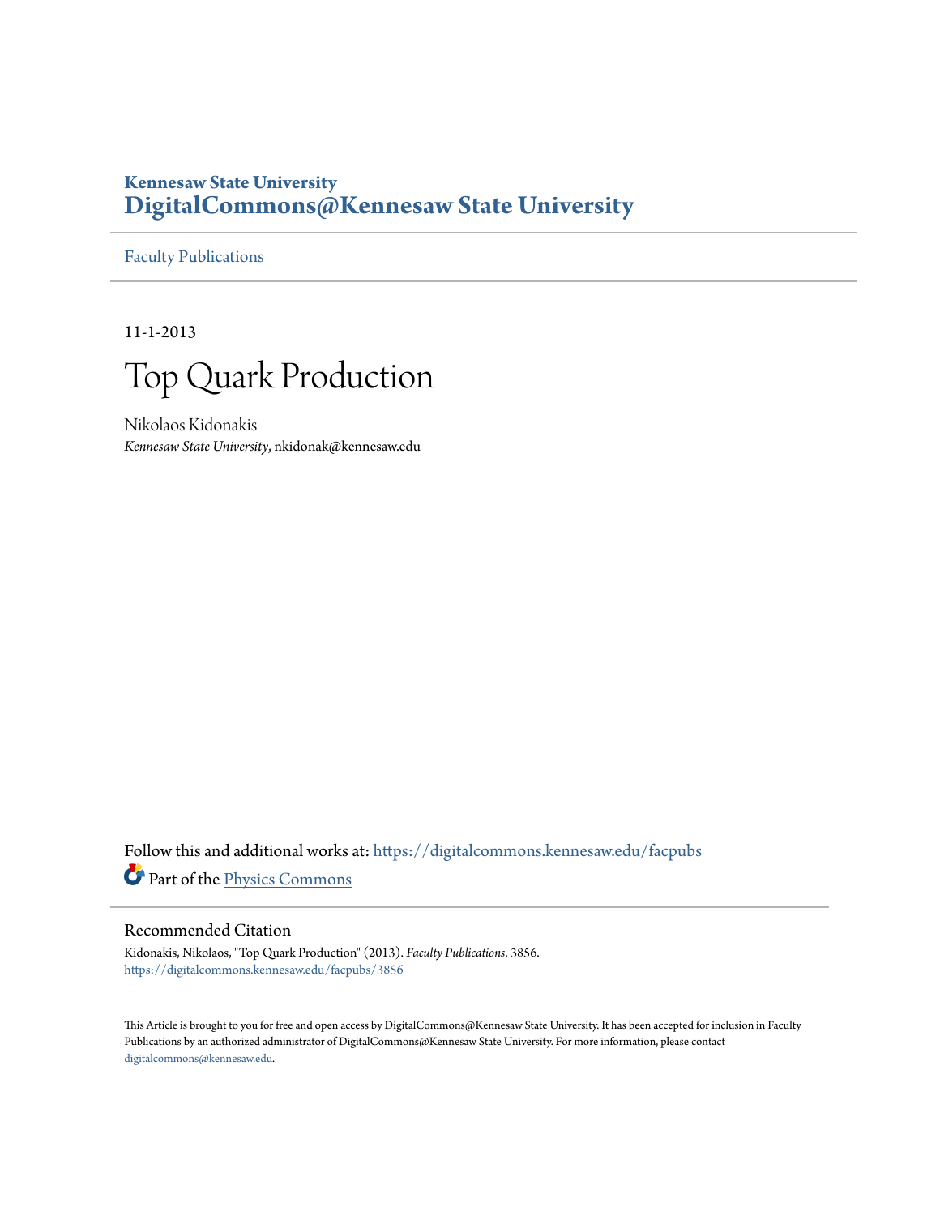**Kennesaw State University**
**DigitalCommons@Kennesaw State University**

Faculty Publications

11-1-2013

# Top Quark Production

Nikolaos Kidonakis
*Kennesaw State University*, nkidonak@kennesaw.edu

Follow this and additional works at: https://digitalcommons.kennesaw.edu/facpubs

Part of the Physics Commons

## Recommended Citation

Kidonakis, Nikolaos, "Top Quark Production" (2013). *Faculty Publications*. 3856.
https://digitalcommons.kennesaw.edu/facpubs/3856

This Article is brought to you for free and open access by DigitalCommons@Kennesaw State University. It has been accepted for inclusion in Faculty Publications by an authorized administrator of DigitalCommons@Kennesaw State University. For more information, please contact digitalcommons@kennesaw.edu.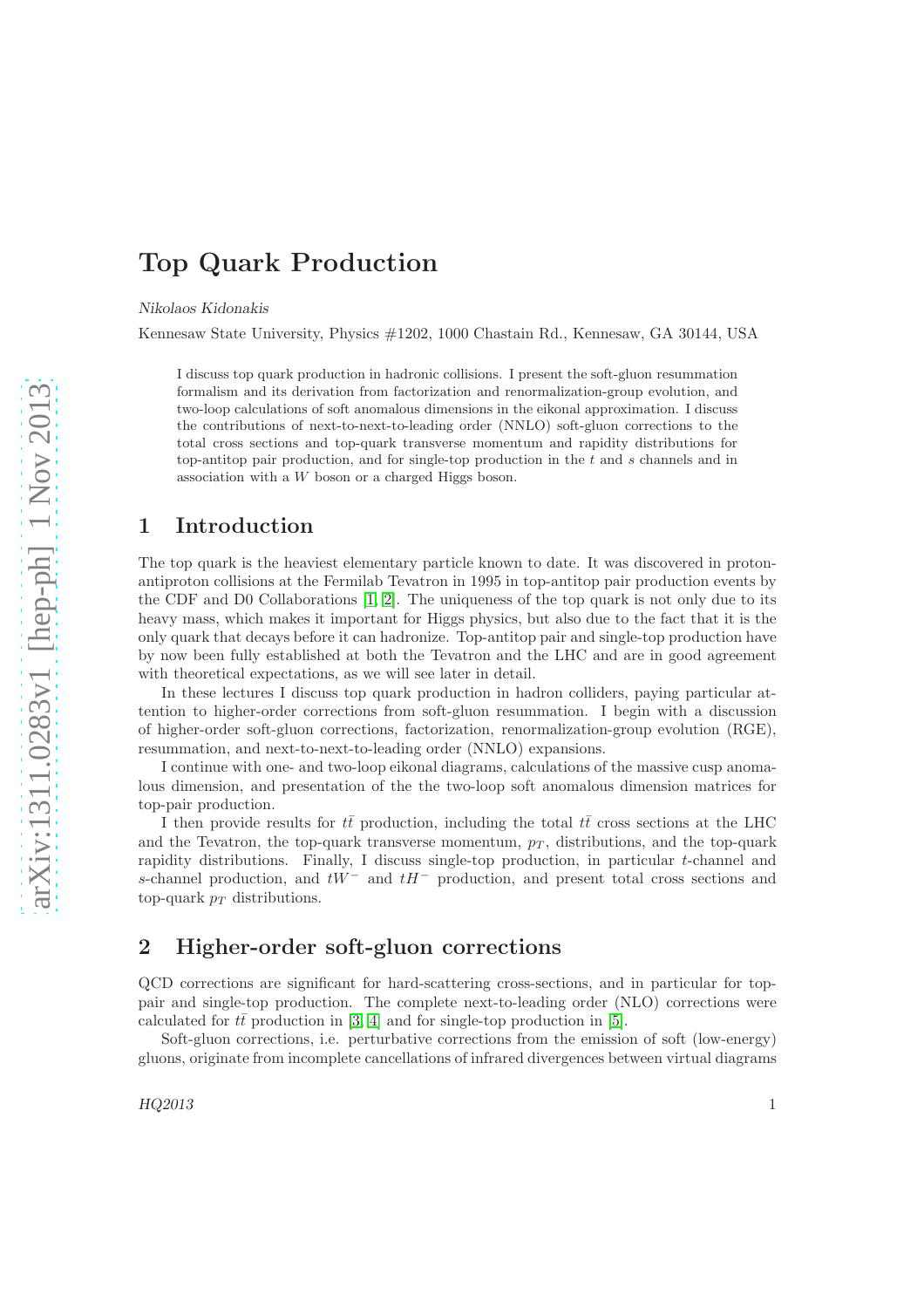# Top Quark Production

*Nikolaos Kidonakis*

Kennesaw State University, Physics #1202, 1000 Chastain Rd., Kennesaw, GA 30144, USA

I discuss top quark production in hadronic collisions. I present the soft-gluon resummation formalism and its derivation from factorization and renormalization-group evolution, and two-loop calculations of soft anomalous dimensions in the eikonal approximation. I discuss the contributions of next-to-next-to-leading order (NNLO) soft-gluon corrections to the total cross sections and top-quark transverse momentum and rapidity distributions for top-antitop pair production, and for single-top production in the $t$ and $s$ channels and in association with a $W$ boson or a charged Higgs boson.

## 1 Introduction

The top quark is the heaviest elementary particle known to date. It was discovered in proton-antiproton collisions at the Fermilab Tevatron in 1995 in top-antitop pair production events by the CDF and D0 Collaborations [1, 2]. The uniqueness of the top quark is not only due to its heavy mass, which makes it important for Higgs physics, but also due to the fact that it is the only quark that decays before it can hadronize. Top-antitop pair and single-top production have by now been fully established at both the Tevatron and the LHC and are in good agreement with theoretical expectations, as we will see later in detail.

In these lectures I discuss top quark production in hadron colliders, paying particular attention to higher-order corrections from soft-gluon resummation. I begin with a discussion of higher-order soft-gluon corrections, factorization, renormalization-group evolution (RGE), resummation, and next-to-next-to-leading order (NNLO) expansions.

I continue with one- and two-loop eikonal diagrams, calculations of the massive cusp anomalous dimension, and presentation of the the two-loop soft anomalous dimension matrices for top-pair production.

I then provide results for $t\bar{t}$ production, including the total $t\bar{t}$ cross sections at the LHC and the Tevatron, the top-quark transverse momentum, $p_T$, distributions, and the top-quark rapidity distributions. Finally, I discuss single-top production, in particular $t$-channel and $s$-channel production, and $tW^-$ and $tH^-$ production, and present total cross sections and top-quark $p_T$ distributions.

## 2 Higher-order soft-gluon corrections

QCD corrections are significant for hard-scattering cross-sections, and in particular for top-pair and single-top production. The complete next-to-leading order (NLO) corrections were calculated for $t\bar{t}$ production in [3, 4] and for single-top production in [5].

Soft-gluon corrections, i.e. perturbative corrections from the emission of soft (low-energy) gluons, originate from incomplete cancellations of infrared divergences between virtual diagrams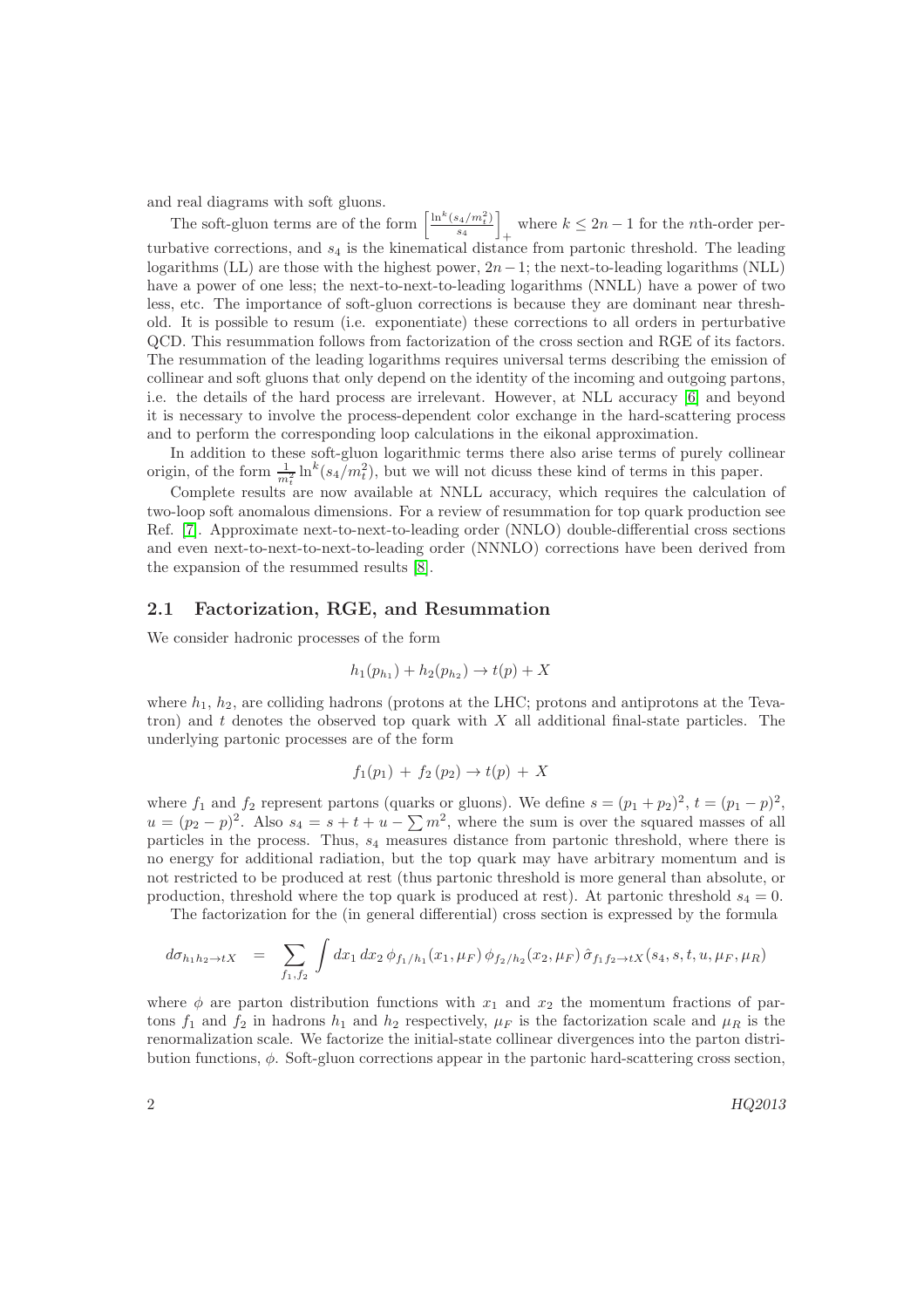and real diagrams with soft gluons.

The soft-gluon terms are of the form $\left[\frac{\ln^k(s_4/m_t^2)}{s_4}\right]_+$ where $k \le 2n-1$ for the $n$th-order perturbative corrections, and $s_4$ is the kinematical distance from partonic threshold. The leading logarithms (LL) are those with the highest power, $2n-1$; the next-to-leading logarithms (NLL) have a power of one less; the next-to-next-to-leading logarithms (NNLL) have a power of two less, etc. The importance of soft-gluon corrections is because they are dominant near threshold. It is possible to resum (i.e. exponentiate) these corrections to all orders in perturbative QCD. This resummation follows from factorization of the cross section and RGE of its factors. The resummation of the leading logarithms requires universal terms describing the emission of collinear and soft gluons that only depend on the identity of the incoming and outgoing partons, i.e. the details of the hard process are irrelevant. However, at NLL accuracy [6] and beyond it is necessary to involve the process-dependent color exchange in the hard-scattering process and to perform the corresponding loop calculations in the eikonal approximation.

In addition to these soft-gluon logarithmic terms there also arise terms of purely collinear origin, of the form $\frac{1}{m_t^2}\ln^k(s_4/m_t^2)$, but we will not dicuss these kind of terms in this paper.

Complete results are now available at NNLL accuracy, which requires the calculation of two-loop soft anomalous dimensions. For a review of resummation for top quark production see Ref. [7]. Approximate next-to-next-to-leading order (NNLO) double-differential cross sections and even next-to-next-to-next-to-leading order (NNNLO) corrections have been derived from the expansion of the resummed results [8].

### 2.1 Factorization, RGE, and Resummation

We consider hadronic processes of the form

$$h_1(p_{h_1}) + h_2(p_{h_2}) \to t(p) + X$$

where $h_1$, $h_2$, are colliding hadrons (protons at the LHC; protons and antiprotons at the Tevatron) and $t$ denotes the observed top quark with $X$ all additional final-state particles. The underlying partonic processes are of the form

$$f_1(p_1) \, + \, f_2\,(p_2) \to t(p) \, + \, X$$

where $f_1$ and $f_2$ represent partons (quarks or gluons). We define $s = (p_1+p_2)^2$, $t = (p_1-p)^2$, $u = (p_2-p)^2$. Also $s_4 = s+t+u-\sum m^2$, where the sum is over the squared masses of all particles in the process. Thus, $s_4$ measures distance from partonic threshold, where there is no energy for additional radiation, but the top quark may have arbitrary momentum and is not restricted to be produced at rest (thus partonic threshold is more general than absolute, or production, threshold where the top quark is produced at rest). At partonic threshold $s_4 = 0$.

The factorization for the (in general differential) cross section is expressed by the formula

$$d\sigma_{h_1h_2\to tX} \;=\; \sum_{f_1,f_2} \int dx_1\,dx_2\,\phi_{f_1/h_1}(x_1,\mu_F)\,\phi_{f_2/h_2}(x_2,\mu_F)\,\hat{\sigma}_{f_1f_2\to tX}(s_4,s,t,u,\mu_F,\mu_R)$$

where $\phi$ are parton distribution functions with $x_1$ and $x_2$ the momentum fractions of partons $f_1$ and $f_2$ in hadrons $h_1$ and $h_2$ respectively, $\mu_F$ is the factorization scale and $\mu_R$ is the renormalization scale. We factorize the initial-state collinear divergences into the parton distribution functions, $\phi$. Soft-gluon corrections appear in the partonic hard-scattering cross section,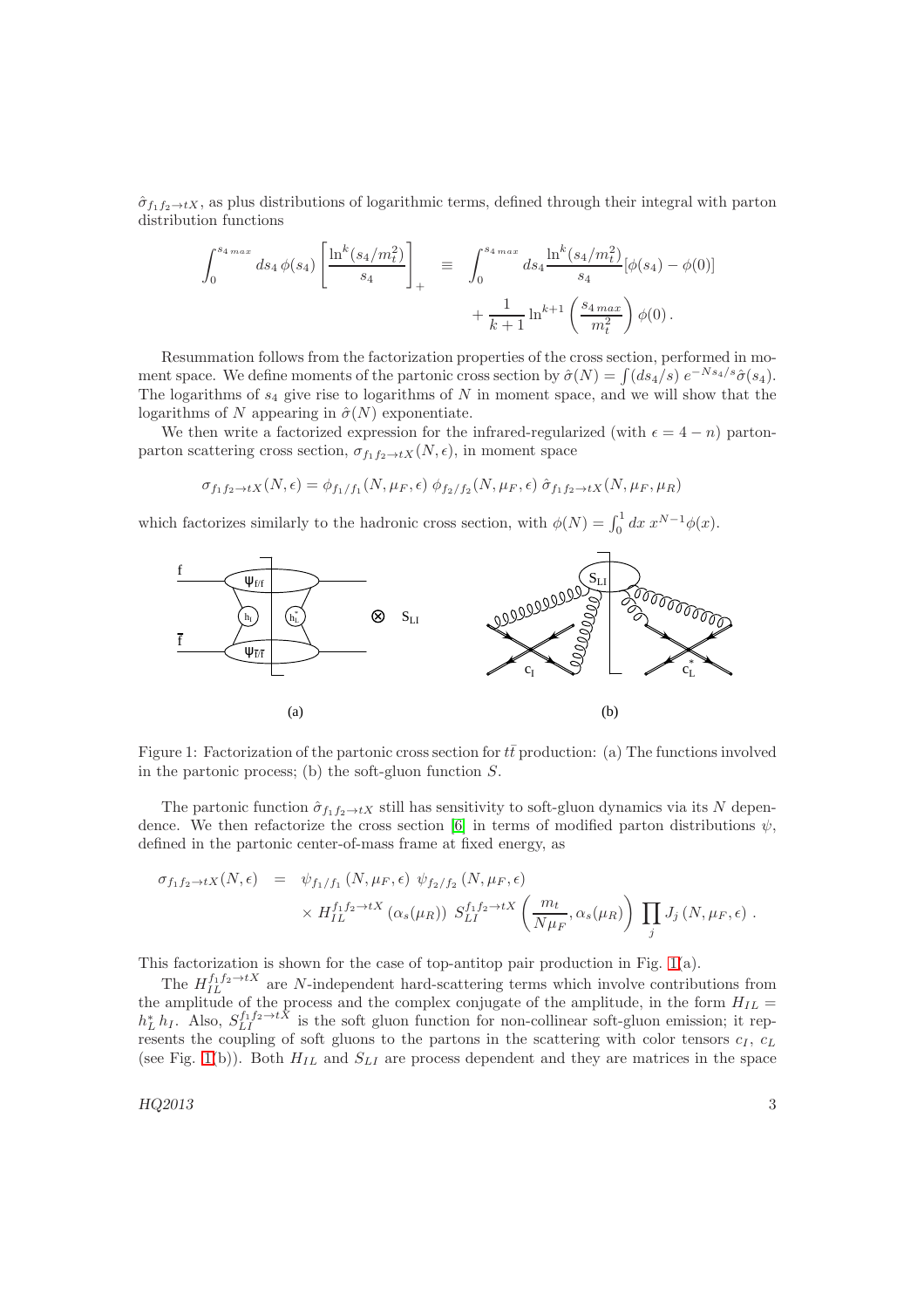$\hat{\sigma}_{f_1 f_2 \to tX}$, as plus distributions of logarithmic terms, defined through their integral with parton distribution functions

$$\int_0^{s_{4\,max}} ds_4\, \phi(s_4) \left[\frac{\ln^k(s_4/m_t^2)}{s_4}\right]_+ \equiv \int_0^{s_{4\,max}} ds_4 \frac{\ln^k(s_4/m_t^2)}{s_4}[\phi(s_4) - \phi(0)] + \frac{1}{k+1} \ln^{k+1}\left(\frac{s_{4\,max}}{m_t^2}\right) \phi(0)\,.$$

Resummation follows from the factorization properties of the cross section, performed in moment space. We define moments of the partonic cross section by $\hat{\sigma}(N) = \int (ds_4/s)\, e^{-N s_4/s} \hat{\sigma}(s_4)$. The logarithms of $s_4$ give rise to logarithms of $N$ in moment space, and we will show that the logarithms of $N$ appearing in $\hat{\sigma}(N)$ exponentiate.

We then write a factorized expression for the infrared-regularized (with $\epsilon = 4 - n$) parton-parton scattering cross section, $\sigma_{f_1 f_2 \to tX}(N, \epsilon)$, in moment space

$$\sigma_{f_1 f_2 \to tX}(N, \epsilon) = \phi_{f_1/f_1}(N, \mu_F, \epsilon)\, \phi_{f_2/f_2}(N, \mu_F, \epsilon)\, \hat{\sigma}_{f_1 f_2 \to tX}(N, \mu_F, \mu_R)$$

which factorizes similarly to the hadronic cross section, with $\phi(N) = \int_0^1 dx\, x^{N-1} \phi(x)$.

Figure 1: Factorization of the partonic cross section for $t\bar{t}$ production: (a) The functions involved in the partonic process; (b) the soft-gluon function $S$.

The partonic function $\hat{\sigma}_{f_1 f_2 \to tX}$ still has sensitivity to soft-gluon dynamics via its $N$ dependence. We then refactorize the cross section [6] in terms of modified parton distributions $\psi$, defined in the partonic center-of-mass frame at fixed energy, as

$$\begin{aligned}
\sigma_{f_1 f_2 \to tX}(N, \epsilon) &= \psi_{f_1/f_1}(N, \mu_F, \epsilon)\, \psi_{f_2/f_2}(N, \mu_F, \epsilon) \\
&\quad \times H_{IL}^{f_1 f_2 \to tX}(\alpha_s(\mu_R))\, S_{LI}^{f_1 f_2 \to tX}\left(\frac{m_t}{N \mu_F}, \alpha_s(\mu_R)\right) \prod_j J_j(N, \mu_F, \epsilon)\,.
\end{aligned}$$

This factorization is shown for the case of top-antitop pair production in Fig. 1(a).

The $H_{IL}^{f_1 f_2 \to tX}$ are $N$-independent hard-scattering terms which involve contributions from the amplitude of the process and the complex conjugate of the amplitude, in the form $H_{IL} = h_L^* h_I$. Also, $S_{LI}^{f_1 f_2 \to tX}$ is the soft gluon function for non-collinear soft-gluon emission; it represents the coupling of soft gluons to the partons in the scattering with color tensors $c_I$, $c_L$ (see Fig. 1(b)). Both $H_{IL}$ and $S_{LI}$ are process dependent and they are matrices in the space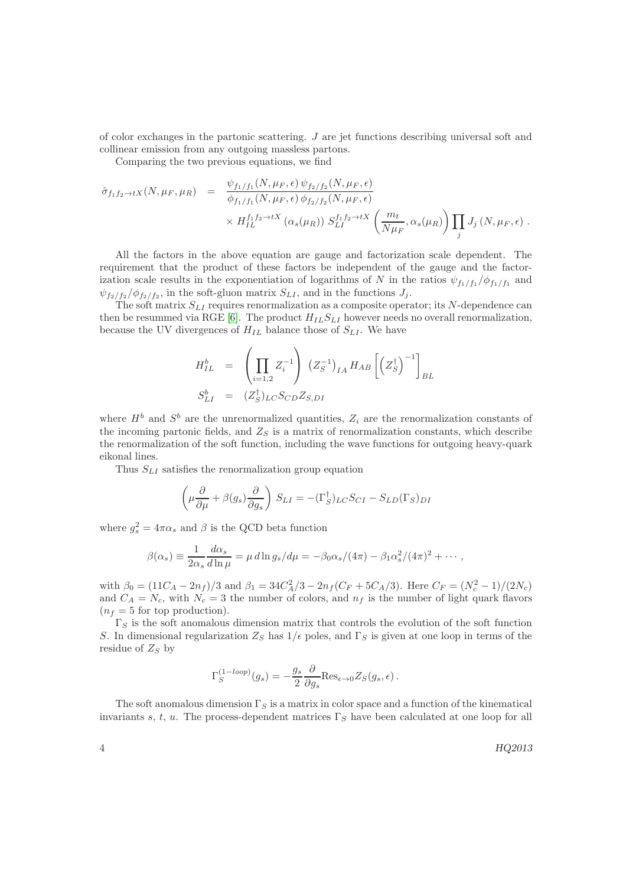of color exchanges in the partonic scattering. $J$ are jet functions describing universal soft and collinear emission from any outgoing massless partons.

Comparing the two previous equations, we find

$$\hat{\sigma}_{f_1 f_2 \to tX}(N, \mu_F, \mu_R) = \frac{\psi_{f_1/f_1}(N, \mu_F, \epsilon)\, \psi_{f_2/f_2}(N, \mu_F, \epsilon)}{\phi_{f_1/f_1}(N, \mu_F, \epsilon)\, \phi_{f_2/f_2}(N, \mu_F, \epsilon)} \times H_{IL}^{f_1 f_2 \to tX}\left(\alpha_s(\mu_R)\right)\, S_{LI}^{f_1 f_2 \to tX}\left(\frac{m_t}{N \mu_F}, \alpha_s(\mu_R)\right) \prod_j J_j\left(N, \mu_F, \epsilon\right).$$

All the factors in the above equation are gauge and factorization scale dependent. The requirement that the product of these factors be independent of the gauge and the factorization scale results in the exponentiation of logarithms of $N$ in the ratios $\psi_{f_1/f_1}/\phi_{f_1/f_1}$ and $\psi_{f_2/f_2}/\phi_{f_2/f_2}$, in the soft-gluon matrix $S_{LI}$, and in the functions $J_j$.

The soft matrix $S_{LI}$ requires renormalization as a composite operator; its $N$-dependence can then be resummed via RGE [6]. The product $H_{IL} S_{LI}$ however needs no overall renormalization, because the UV divergences of $H_{IL}$ balance those of $S_{LI}$. We have

$$H_{IL}^b = \left(\prod_{i=1,2} Z_i^{-1}\right) \left(Z_S^{-1}\right)_{IA} H_{AB} \left[\left(Z_S^\dagger\right)^{-1}\right]_{BL}$$

$$S_{LI}^b = (Z_S^\dagger)_{LC} S_{CD} Z_{S,DI}$$

where $H^b$ and $S^b$ are the unrenormalized quantities, $Z_i$ are the renormalization constants of the incoming partonic fields, and $Z_S$ is a matrix of renormalization constants, which describe the renormalization of the soft function, including the wave functions for outgoing heavy-quark eikonal lines.

Thus $S_{LI}$ satisfies the renormalization group equation

$$\left(\mu \frac{\partial}{\partial \mu} + \beta(g_s) \frac{\partial}{\partial g_s}\right) S_{LI} = -(\Gamma_S^\dagger)_{LC} S_{CI} - S_{LD} (\Gamma_S)_{DI}$$

where $g_s^2 = 4\pi\alpha_s$ and $\beta$ is the QCD beta function

$$\beta(\alpha_s) \equiv \frac{1}{2\alpha_s} \frac{d\alpha_s}{d \ln \mu} = \mu\, d \ln g_s / d\mu = -\beta_0 \alpha_s/(4\pi) - \beta_1 \alpha_s^2/(4\pi)^2 + \cdots,$$

with $\beta_0 = (11 C_A - 2 n_f)/3$ and $\beta_1 = 34 C_A^2/3 - 2 n_f (C_F + 5 C_A/3)$. Here $C_F = (N_c^2 - 1)/(2N_c)$ and $C_A = N_c$, with $N_c = 3$ the number of colors, and $n_f$ is the number of light quark flavors ($n_f = 5$ for top production).

$\Gamma_S$ is the soft anomalous dimension matrix that controls the evolution of the soft function $S$. In dimensional regularization $Z_S$ has $1/\epsilon$ poles, and $\Gamma_S$ is given at one loop in terms of the residue of $Z_S$ by

$$\Gamma_S^{(1-loop)}(g_s) = -\frac{g_s}{2} \frac{\partial}{\partial g_s} \mathrm{Res}_{\epsilon \to 0} Z_S(g_s, \epsilon).$$

The soft anomalous dimension $\Gamma_S$ is a matrix in color space and a function of the kinematical invariants $s$, $t$, $u$. The process-dependent matrices $\Gamma_S$ have been calculated at one loop for all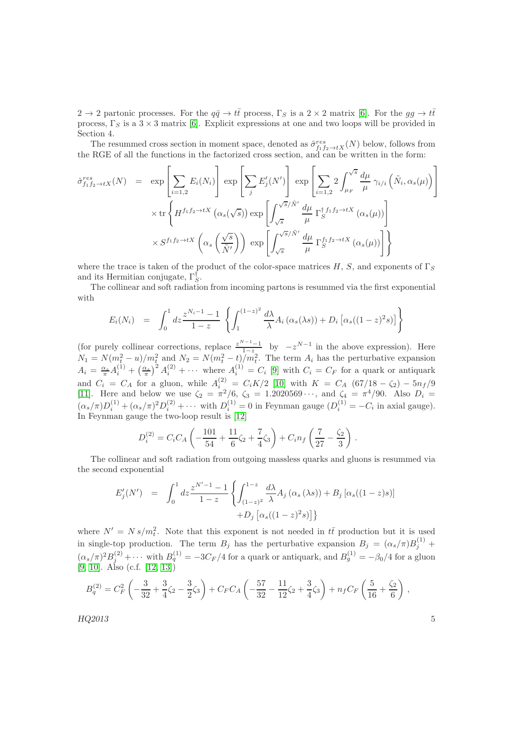$2 \to 2$ partonic processes. For the $q\bar{q} \to t\bar{t}$ process, $\Gamma_S$ is a $2 \times 2$ matrix [6]. For the $gg \to t\bar{t}$ process, $\Gamma_S$ is a $3 \times 3$ matrix [6]. Explicit expressions at one and two loops will be provided in Section 4.

The resummed cross section in moment space, denoted as $\hat{\sigma}^{res}_{f_1 f_2 \to tX}(N)$ below, follows from the RGE of all the functions in the factorized cross section, and can be written in the form:

$$
\begin{aligned}
\hat{\sigma}^{res}_{f_1 f_2 \to tX}(N) \; &= \; \exp\left[\sum_{i=1,2} E_i(N_i)\right] \, \exp\left[\sum_j E'_j(N')\right] \, \exp\left[\sum_{i=1,2} 2\int_{\mu_F}^{\sqrt{s}} \frac{d\mu}{\mu}\, \gamma_{i/i}\left(\tilde{N}_i, \alpha_s(\mu)\right)\right] \\
&\times \mathrm{tr}\left\{ H^{f_1 f_2 \to tX}\left(\alpha_s(\sqrt{s})\right) \exp\left[\int_{\sqrt{s}}^{\sqrt{s}/\tilde{N}'} \frac{d\mu}{\mu}\, \Gamma_S^{\dagger\, f_1 f_2 \to tX}\left(\alpha_s(\mu)\right)\right] \right. \\
&\left. \times\, S^{f_1 f_2 \to tX}\left(\alpha_s\left(\frac{\sqrt{s}}{\tilde{N}'}\right)\right) \, \exp\left[\int_{\sqrt{s}}^{\sqrt{s}/\tilde{N}'} \frac{d\mu}{\mu}\, \Gamma_S^{f_1 f_2 \to tX}\left(\alpha_s(\mu)\right)\right] \right\}
\end{aligned}
$$

where the trace is taken of the product of the color-space matrices $H$, $S$, and exponents of $\Gamma_S$ and its Hermitian conjugate, $\Gamma_S^\dagger$.

The collinear and soft radiation from incoming partons is resummed via the first exponential with

$$
E_i(N_i) \;=\; \int_0^1 dz \frac{z^{N_i-1}-1}{1-z} \left\{ \int_1^{(1-z)^2} \frac{d\lambda}{\lambda} A_i\left(\alpha_s(\lambda s)\right) + D_i\left[\alpha_s((1-z)^2 s)\right] \right\}
$$

(for purely collinear corrections, replace $\frac{z^{N-1}-1}{1-z}$ by $-z^{N-1}$ in the above expression). Here $N_1 = N(m_t^2-u)/m_t^2$ and $N_2 = N(m_t^2-t)/m_t^2$. The term $A_i$ has the perturbative expansion $A_i = \frac{\alpha_s}{\pi} A_i^{(1)} + \left(\frac{\alpha_s}{\pi}\right)^2 A_i^{(2)} + \cdots$ where $A_i^{(1)} = C_i$ [9] with $C_i = C_F$ for a quark or antiquark and $C_i = C_A$ for a gluon, while $A_i^{(2)} = C_i K/2$ [10] with $K = C_A\,(67/18 - \zeta_2) - 5n_f/9$ [11]. Here and below we use $\zeta_2 = \pi^2/6$, $\zeta_3 = 1.2020569\cdots$, and $\zeta_4 = \pi^4/90$. Also $D_i = (\alpha_s/\pi) D_i^{(1)} + (\alpha_s/\pi)^2 D_i^{(2)} + \cdots$ with $D_i^{(1)} = 0$ in Feynman gauge ($D_i^{(1)} = -C_i$ in axial gauge). In Feynman gauge the two-loop result is [12]

$$
D_i^{(2)} = C_i C_A \left(-\frac{101}{54} + \frac{11}{6}\zeta_2 + \frac{7}{4}\zeta_3\right) + C_i n_f \left(\frac{7}{27} - \frac{\zeta_2}{3}\right).
$$

The collinear and soft radiation from outgoing massless quarks and gluons is resummed via the second exponential

$$
\begin{aligned}
E'_j(N') \;&=\; \int_0^1 dz \frac{z^{N'-1}-1}{1-z} \left\{ \int_{(1-z)^2}^{1-z} \frac{d\lambda}{\lambda} A_j\left(\alpha_s\left(\lambda s\right)\right) + B_j\left[\alpha_s((1-z)s)\right] \right. \\
&\left. + D_j\left[\alpha_s((1-z)^2 s)\right] \right\}
\end{aligned}
$$

where $N' = N\, s/m_t^2$. Note that this exponent is not needed in $t\bar{t}$ production but it is used in single-top production. The term $B_j$ has the perturbative expansion $B_j = (\alpha_s/\pi) B_j^{(1)} + (\alpha_s/\pi)^2 B_j^{(2)} + \cdots$ with $B_q^{(1)} = -3C_F/4$ for a quark or antiquark, and $B_g^{(1)} = -\beta_0/4$ for a gluon [9, 10]. Also (c.f. [12, 13])

$$
B_q^{(2)} = C_F^2\left(-\frac{3}{32} + \frac{3}{4}\zeta_2 - \frac{3}{2}\zeta_3\right) + C_F C_A \left(-\frac{57}{32} - \frac{11}{12}\zeta_2 + \frac{3}{4}\zeta_3\right) + n_f C_F \left(\frac{5}{16} + \frac{\zeta_2}{6}\right),
$$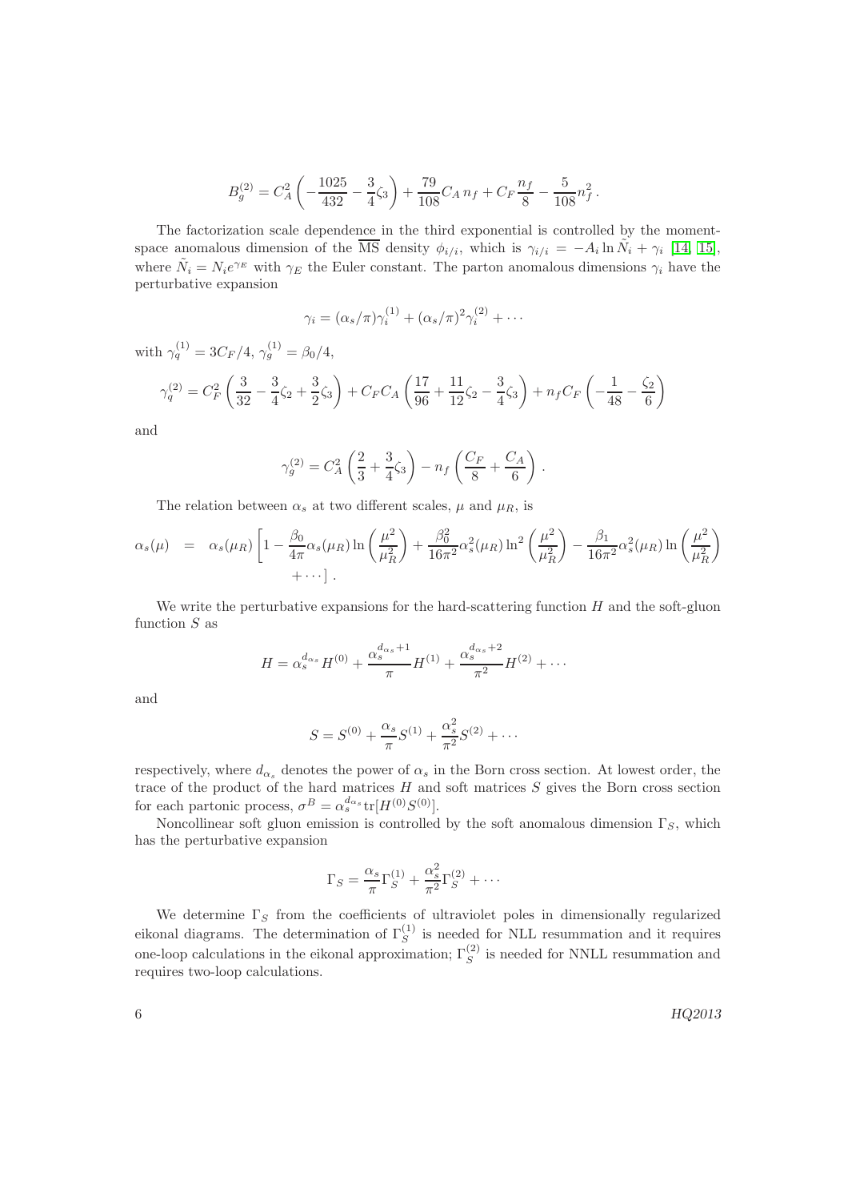$$B_g^{(2)} = C_A^2\left(-\frac{1025}{432}-\frac{3}{4}\zeta_3\right)+\frac{79}{108}C_A\, n_f + C_F\frac{n_f}{8}-\frac{5}{108}n_f^2\,.$$

The factorization scale dependence in the third exponential is controlled by the moment-space anomalous dimension of the $\overline{\rm MS}$ density $\phi_{i/i}$, which is $\gamma_{i/i} = -A_i \ln \tilde{N}_i + \gamma_i$ [14, 15], where $\tilde{N}_i = N_i e^{\gamma_E}$ with $\gamma_E$ the Euler constant. The parton anomalous dimensions $\gamma_i$ have the perturbative expansion

$$\gamma_i = (\alpha_s/\pi)\gamma_i^{(1)} + (\alpha_s/\pi)^2\gamma_i^{(2)} + \cdots$$

with $\gamma_q^{(1)} = 3C_F/4$, $\gamma_g^{(1)} = \beta_0/4$,

$$\gamma_q^{(2)} = C_F^2\left(\frac{3}{32}-\frac{3}{4}\zeta_2+\frac{3}{2}\zeta_3\right)+C_F C_A\left(\frac{17}{96}+\frac{11}{12}\zeta_2-\frac{3}{4}\zeta_3\right)+n_f C_F\left(-\frac{1}{48}-\frac{\zeta_2}{6}\right)$$

and

$$\gamma_g^{(2)} = C_A^2\left(\frac{2}{3}+\frac{3}{4}\zeta_3\right)-n_f\left(\frac{C_F}{8}+\frac{C_A}{6}\right)\,.$$

The relation between $\alpha_s$ at two different scales, $\mu$ and $\mu_R$, is

$$\alpha_s(\mu) = \alpha_s(\mu_R)\left[1-\frac{\beta_0}{4\pi}\alpha_s(\mu_R)\ln\left(\frac{\mu^2}{\mu_R^2}\right)+\frac{\beta_0^2}{16\pi^2}\alpha_s^2(\mu_R)\ln^2\left(\frac{\mu^2}{\mu_R^2}\right)-\frac{\beta_1}{16\pi^2}\alpha_s^2(\mu_R)\ln\left(\frac{\mu^2}{\mu_R^2}\right)\right.$$
$$\left.+\cdots\right]\,.$$

We write the perturbative expansions for the hard-scattering function $H$ and the soft-gluon function $S$ as

$$H = \alpha_s^{d_{\alpha_s}} H^{(0)} + \frac{\alpha_s^{d_{\alpha_s}+1}}{\pi}H^{(1)} + \frac{\alpha_s^{d_{\alpha_s}+2}}{\pi^2}H^{(2)} + \cdots$$

and

$$S = S^{(0)} + \frac{\alpha_s}{\pi}S^{(1)} + \frac{\alpha_s^2}{\pi^2}S^{(2)} + \cdots$$

respectively, where $d_{\alpha_s}$ denotes the power of $\alpha_s$ in the Born cross section. At lowest order, the trace of the product of the hard matrices $H$ and soft matrices $S$ gives the Born cross section for each partonic process, $\sigma^B = \alpha_s^{d_{\alpha_s}}{\rm tr}[H^{(0)}S^{(0)}]$.

Noncollinear soft gluon emission is controlled by the soft anomalous dimension $\Gamma_S$, which has the perturbative expansion

$$\Gamma_S = \frac{\alpha_s}{\pi}\Gamma_S^{(1)} + \frac{\alpha_s^2}{\pi^2}\Gamma_S^{(2)} + \cdots$$

We determine $\Gamma_S$ from the coefficients of ultraviolet poles in dimensionally regularized eikonal diagrams. The determination of $\Gamma_S^{(1)}$ is needed for NLL resummation and it requires one-loop calculations in the eikonal approximation; $\Gamma_S^{(2)}$ is needed for NNLL resummation and requires two-loop calculations.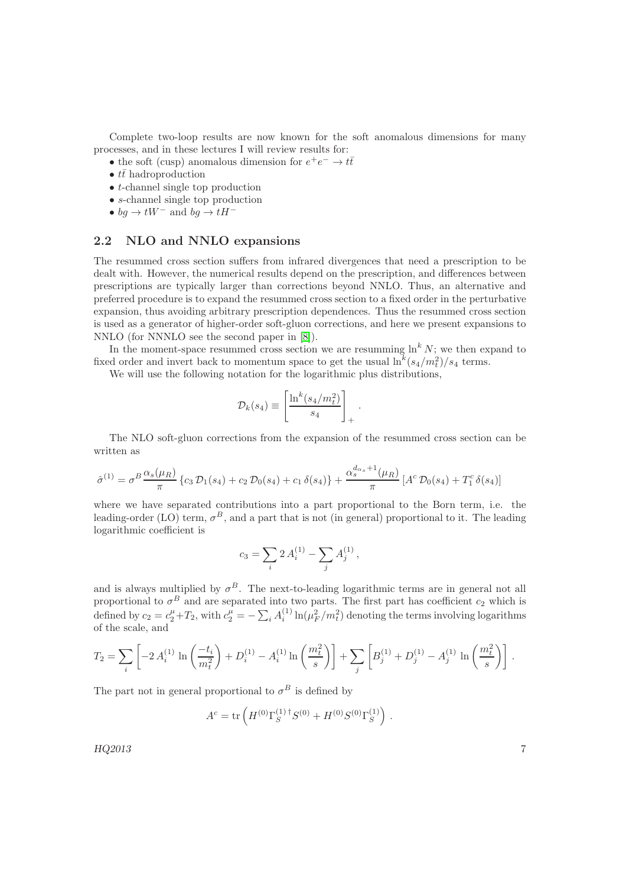Complete two-loop results are now known for the soft anomalous dimensions for many processes, and in these lectures I will review results for:

- the soft (cusp) anomalous dimension for $e^+e^- \to t\bar{t}$
- $t\bar{t}$ hadroproduction
- $t$-channel single top production
- $s$-channel single top production
- $bg \to tW^-$ and $bg \to tH^-$

## 2.2 NLO and NNLO expansions

The resummed cross section suffers from infrared divergences that need a prescription to be dealt with. However, the numerical results depend on the prescription, and differences between prescriptions are typically larger than corrections beyond NNLO. Thus, an alternative and preferred procedure is to expand the resummed cross section to a fixed order in the perturbative expansion, thus avoiding arbitrary prescription dependences. Thus the resummed cross section is used as a generator of higher-order soft-gluon corrections, and here we present expansions to NNLO (for NNNLO see the second paper in [8]).

In the moment-space resummed cross section we are resumming $\ln^k N$; we then expand to fixed order and invert back to momentum space to get the usual $\ln^k(s_4/m_t^2)/s_4$ terms.

We will use the following notation for the logarithmic plus distributions,

$$\mathcal{D}_k(s_4) \equiv \left[\frac{\ln^k(s_4/m_t^2)}{s_4}\right]_+ .$$

The NLO soft-gluon corrections from the expansion of the resummed cross section can be written as

$$\hat{\sigma}^{(1)} = \sigma^B \frac{\alpha_s(\mu_R)}{\pi} \left\{c_3\, \mathcal{D}_1(s_4) + c_2\, \mathcal{D}_0(s_4) + c_1\, \delta(s_4)\right\} + \frac{\alpha_s^{d_{\alpha_s}+1}(\mu_R)}{\pi} \left[A^c\, \mathcal{D}_0(s_4) + T_1^c\, \delta(s_4)\right]$$

where we have separated contributions into a part proportional to the Born term, i.e. the leading-order (LO) term, $\sigma^B$, and a part that is not (in general) proportional to it. The leading logarithmic coefficient is

$$c_3 = \sum_i 2\, A_i^{(1)} - \sum_j A_j^{(1)} ,$$

and is always multiplied by $\sigma^B$. The next-to-leading logarithmic terms are in general not all proportional to $\sigma^B$ and are separated into two parts. The first part has coefficient $c_2$ which is defined by $c_2 = c_2^\mu + T_2$, with $c_2^\mu = -\sum_i A_i^{(1)} \ln(\mu_F^2/m_t^2)$ denoting the terms involving logarithms of the scale, and

$$T_2 = \sum_i \left[-2\, A_i^{(1)}\, \ln\left(\frac{-t_i}{m_t^2}\right) + D_i^{(1)} - A_i^{(1)} \ln\left(\frac{m_t^2}{s}\right)\right] + \sum_j \left[B_j^{(1)} + D_j^{(1)} - A_j^{(1)}\, \ln\left(\frac{m_t^2}{s}\right)\right] .$$

The part not in general proportional to $\sigma^B$ is defined by

$$A^c = \mathrm{tr}\left(H^{(0)} \Gamma_S^{(1)\,\dagger} S^{(0)} + H^{(0)} S^{(0)} \Gamma_S^{(1)}\right) .$$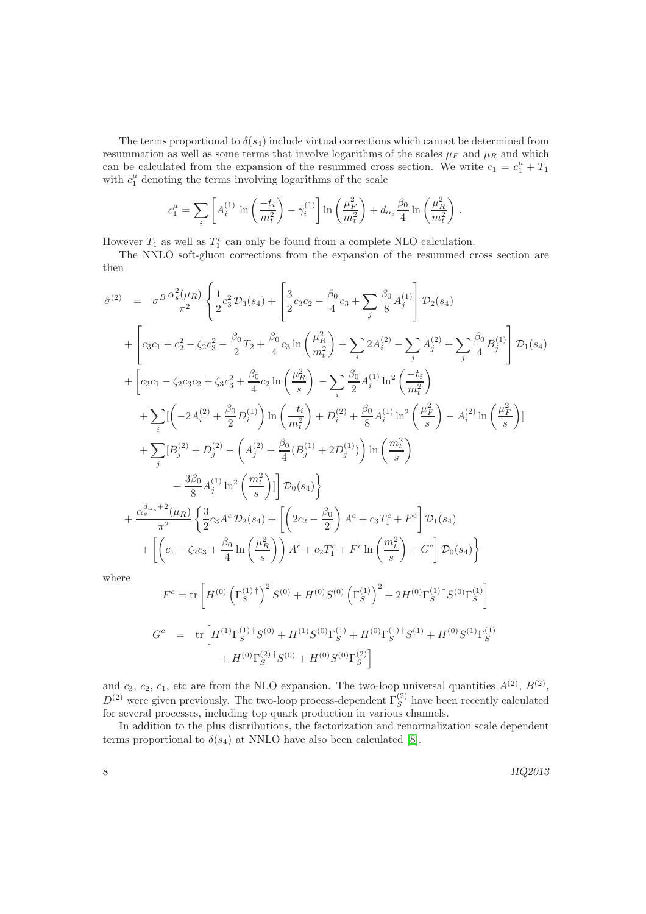The terms proportional to $\delta(s_4)$ include virtual corrections which cannot be determined from resummation as well as some terms that involve logarithms of the scales $\mu_F$ and $\mu_R$ and which can be calculated from the expansion of the resummed cross section. We write $c_1 = c_1^\mu + T_1$ with $c_1^\mu$ denoting the terms involving logarithms of the scale

$$c_1^\mu = \sum_i \left[ A_i^{(1)} \ln\left(\frac{-t_i}{m_t^2}\right) - \gamma_i^{(1)} \right] \ln\left(\frac{\mu_F^2}{m_t^2}\right) + d_{\alpha_s} \frac{\beta_0}{4} \ln\left(\frac{\mu_R^2}{m_t^2}\right).$$

However $T_1$ as well as $T_1^c$ can only be found from a complete NLO calculation.

The NNLO soft-gluon corrections from the expansion of the resummed cross section are then

$$\begin{aligned}
\hat{\sigma}^{(2)} &= \sigma^B \frac{\alpha_s^2(\mu_R)}{\pi^2} \left\{ \frac{1}{2} c_3^2 \, \mathcal{D}_3(s_4) + \left[ \frac{3}{2} c_3 c_2 - \frac{\beta_0}{4} c_3 + \sum_j \frac{\beta_0}{8} A_j^{(1)} \right] \mathcal{D}_2(s_4) \right. \\
&+ \left[ c_3 c_1 + c_2^2 - \zeta_2 c_3^2 - \frac{\beta_0}{2} T_2 + \frac{\beta_0}{4} c_3 \ln\left(\frac{\mu_R^2}{m_t^2}\right) + \sum_i 2A_i^{(2)} - \sum_j A_j^{(2)} + \sum_j \frac{\beta_0}{4} B_j^{(1)} \right] \mathcal{D}_1(s_4) \\
&+ \left[ c_2 c_1 - \zeta_2 c_3 c_2 + \zeta_3 c_3^2 + \frac{\beta_0}{4} c_2 \ln\left(\frac{\mu_R^2}{s}\right) - \sum_i \frac{\beta_0}{2} A_i^{(1)} \ln^2\left(\frac{-t_i}{m_t^2}\right) \right. \\
&\quad + \sum_i \left[ \left( -2A_i^{(2)} + \frac{\beta_0}{2} D_i^{(1)} \right) \ln\left(\frac{-t_i}{m_t^2}\right) + D_i^{(2)} + \frac{\beta_0}{8} A_i^{(1)} \ln^2\left(\frac{\mu_F^2}{s}\right) - A_i^{(2)} \ln\left(\frac{\mu_F^2}{s}\right) \right] \\
&\quad + \sum_j \left[ B_j^{(2)} + D_j^{(2)} - \left( A_j^{(2)} + \frac{\beta_0}{4}(B_j^{(1)} + 2D_j^{(1)}) \right) \ln\left(\frac{m_t^2}{s}\right) \right. \\
&\quad\quad \left. \left. \left. + \frac{3\beta_0}{8} A_j^{(1)} \ln^2\left(\frac{m_t^2}{s}\right) \right] \right] \mathcal{D}_0(s_4) \right\} \\
&+ \frac{\alpha_s^{d_{\alpha_s}+2}(\mu_R)}{\pi^2} \left\{ \frac{3}{2} c_3 A^c \, \mathcal{D}_2(s_4) + \left[ \left( 2c_2 - \frac{\beta_0}{2} \right) A^c + c_3 T_1^c + F^c \right] \mathcal{D}_1(s_4) \right. \\
&+ \left. \left[ \left( c_1 - \zeta_2 c_3 + \frac{\beta_0}{4} \ln\left(\frac{\mu_R^2}{s}\right) \right) A^c + c_2 T_1^c + F^c \ln\left(\frac{m_t^2}{s}\right) + G^c \right] \mathcal{D}_0(s_4) \right\}
\end{aligned}$$

where

$$F^c = \mathrm{tr}\left[ H^{(0)} \left( \Gamma_S^{(1)\,\dagger} \right)^2 S^{(0)} + H^{(0)} S^{(0)} \left( \Gamma_S^{(1)} \right)^2 + 2H^{(0)} \Gamma_S^{(1)\,\dagger} S^{(0)} \Gamma_S^{(1)} \right]$$

$$\begin{aligned}
G^c &= \mathrm{tr}\left[ H^{(1)} \Gamma_S^{(1)\,\dagger} S^{(0)} + H^{(1)} S^{(0)} \Gamma_S^{(1)} + H^{(0)} \Gamma_S^{(1)\,\dagger} S^{(1)} + H^{(0)} S^{(1)} \Gamma_S^{(1)} \right. \\
&\quad \left. + H^{(0)} \Gamma_S^{(2)\,\dagger} S^{(0)} + H^{(0)} S^{(0)} \Gamma_S^{(2)} \right]
\end{aligned}$$

and $c_3$, $c_2$, $c_1$, etc are from the NLO expansion. The two-loop universal quantities $A^{(2)}$, $B^{(2)}$, $D^{(2)}$ were given previously. The two-loop process-dependent $\Gamma_S^{(2)}$ have been recently calculated for several processes, including top quark production in various channels.

In addition to the plus distributions, the factorization and renormalization scale dependent terms proportional to $\delta(s_4)$ at NNLO have also been calculated [8].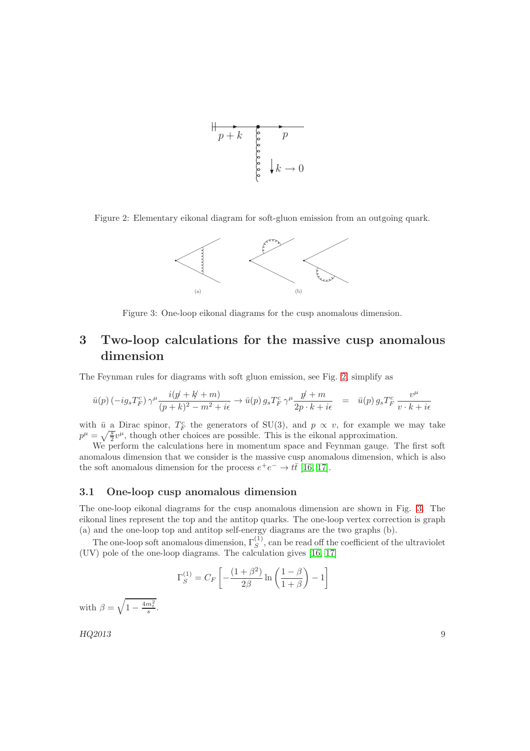Figure 2: Elementary eikonal diagram for soft-gluon emission from an outgoing quark.

Figure 3: One-loop eikonal diagrams for the cusp anomalous dimension.

## 3 Two-loop calculations for the massive cusp anomalous dimension

The Feynman rules for diagrams with soft gluon emission, see Fig. 2, simplify as

$$\bar{u}(p)\,(-ig_s T_F^c)\,\gamma^\mu \frac{i(\not{p}+\not{k}+m)}{(p+k)^2-m^2+i\epsilon} \to \bar{u}(p)\,g_s T_F^c\,\gamma^\mu \frac{\not{p}+m}{2p\cdot k+i\epsilon} \;=\; \bar{u}(p)\,g_s T_F^c\,\frac{v^\mu}{v\cdot k+i\epsilon}$$

with $\bar{u}$ a Dirac spinor, $T_F^c$ the generators of SU(3), and $p \propto v$, for example we may take $p^\mu = \sqrt{\frac{s}{2}}v^\mu$, though other choices are possible. This is the eikonal approximation.

We perform the calculations here in momentum space and Feynman gauge. The first soft anomalous dimension that we consider is the massive cusp anomalous dimension, which is also the soft anomalous dimension for the process $e^+e^- \to t\bar{t}$ [16, 17].

### 3.1 One-loop cusp anomalous dimension

The one-loop eikonal diagrams for the cusp anomalous dimension are shown in Fig. 3. The eikonal lines represent the top and the antitop quarks. The one-loop vertex correction is graph (a) and the one-loop top and antitop self-energy diagrams are the two graphs (b).

The one-loop soft anomalous dimension, $\Gamma_S^{(1)}$, can be read off the coefficient of the ultraviolet (UV) pole of the one-loop diagrams. The calculation gives [16, 17]

$$\Gamma_S^{(1)} = C_F\left[-\frac{(1+\beta^2)}{2\beta}\ln\left(\frac{1-\beta}{1+\beta}\right)-1\right]$$

with $\beta = \sqrt{1-\frac{4m_t^2}{s}}$.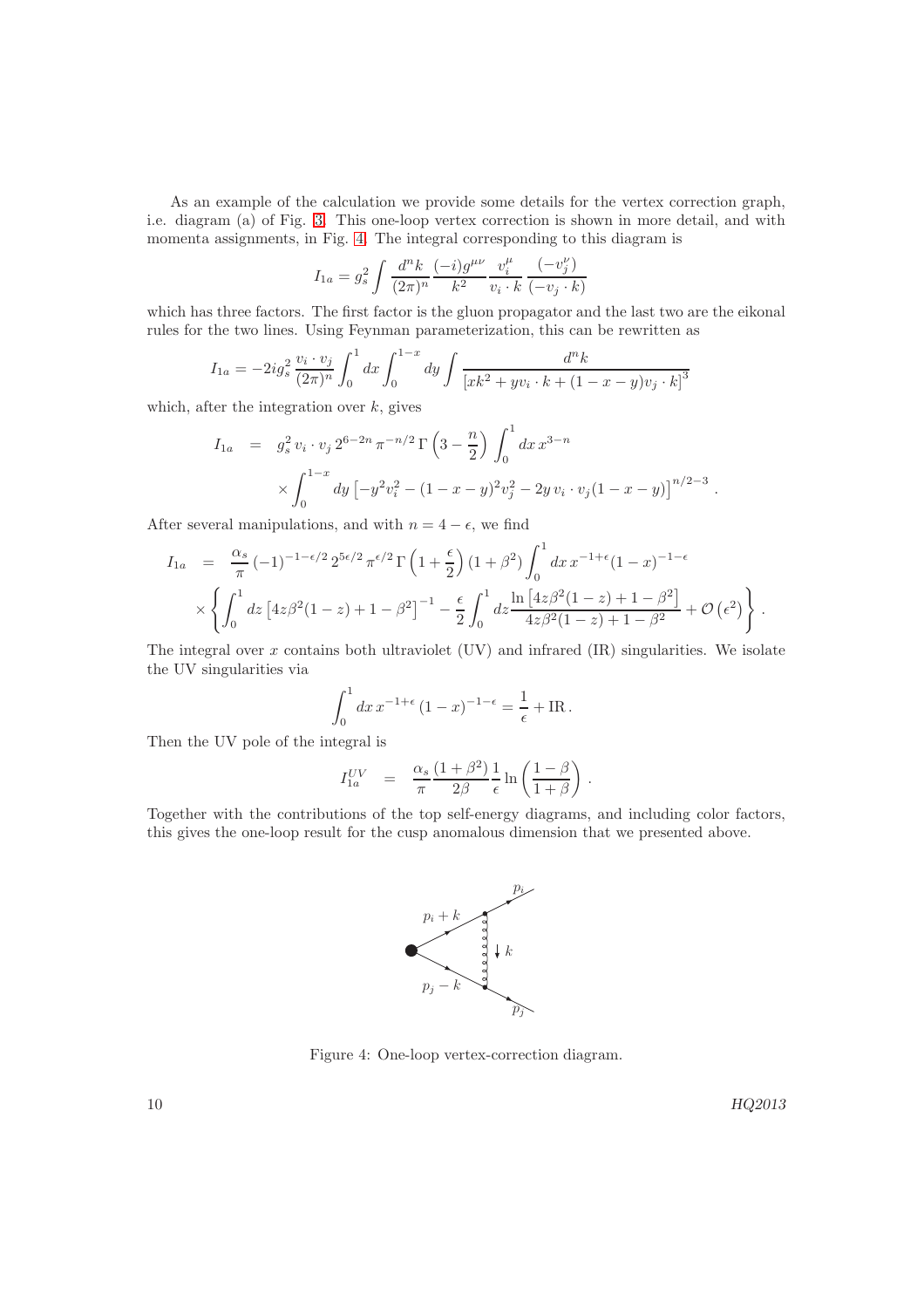As an example of the calculation we provide some details for the vertex correction graph, i.e. diagram (a) of Fig. 3. This one-loop vertex correction is shown in more detail, and with momenta assignments, in Fig. 4. The integral corresponding to this diagram is

$$I_{1a} = g_s^2 \int \frac{d^n k}{(2\pi)^n} \frac{(-i) g^{\mu\nu}}{k^2} \frac{v_i^\mu}{v_i \cdot k} \frac{(-v_j^\nu)}{(-v_j \cdot k)}$$

which has three factors. The first factor is the gluon propagator and the last two are the eikonal rules for the two lines. Using Feynman parameterization, this can be rewritten as

$$I_{1a} = -2 i g_s^2 \frac{v_i \cdot v_j}{(2\pi)^n} \int_0^1 dx \int_0^{1-x} dy \int \frac{d^n k}{\left[x k^2 + y v_i \cdot k + (1-x-y) v_j \cdot k\right]^3}$$

which, after the integration over $k$, gives

$$\begin{aligned} I_{1a} &= g_s^2 \, v_i \cdot v_j \, 2^{6-2n} \, \pi^{-n/2} \, \Gamma\left(3 - \frac{n}{2}\right) \int_0^1 dx \, x^{3-n} \\ & \times \int_0^{1-x} dy \left[-y^2 v_i^2 - (1-x-y)^2 v_j^2 - 2y \, v_i \cdot v_j (1-x-y)\right]^{n/2-3} . \end{aligned}$$

After several manipulations, and with $n = 4 - \epsilon$, we find

$$\begin{aligned} I_{1a} &= \frac{\alpha_s}{\pi} (-1)^{-1-\epsilon/2} \, 2^{5\epsilon/2} \, \pi^{\epsilon/2} \, \Gamma\left(1 + \frac{\epsilon}{2}\right) (1+\beta^2) \int_0^1 dx \, x^{-1+\epsilon} (1-x)^{-1-\epsilon} \\ & \times \left\{ \int_0^1 dz \left[4z\beta^2(1-z) + 1 - \beta^2\right]^{-1} - \frac{\epsilon}{2} \int_0^1 dz \frac{\ln\left[4z\beta^2(1-z) + 1 - \beta^2\right]}{4z\beta^2(1-z) + 1 - \beta^2} + \mathcal{O}\left(\epsilon^2\right) \right\} . \end{aligned}$$

The integral over $x$ contains both ultraviolet (UV) and infrared (IR) singularities. We isolate the UV singularities via

$$\int_0^1 dx \, x^{-1+\epsilon} \, (1-x)^{-1-\epsilon} = \frac{1}{\epsilon} + \text{IR} \, .$$

Then the UV pole of the integral is

$$I_{1a}^{UV} \quad = \quad \frac{\alpha_s}{\pi} \frac{(1+\beta^2)}{2\beta} \frac{1}{\epsilon} \ln\left(\frac{1-\beta}{1+\beta}\right) .$$

Together with the contributions of the top self-energy diagrams, and including color factors, this gives the one-loop result for the cusp anomalous dimension that we presented above.

Figure 4: One-loop vertex-correction diagram.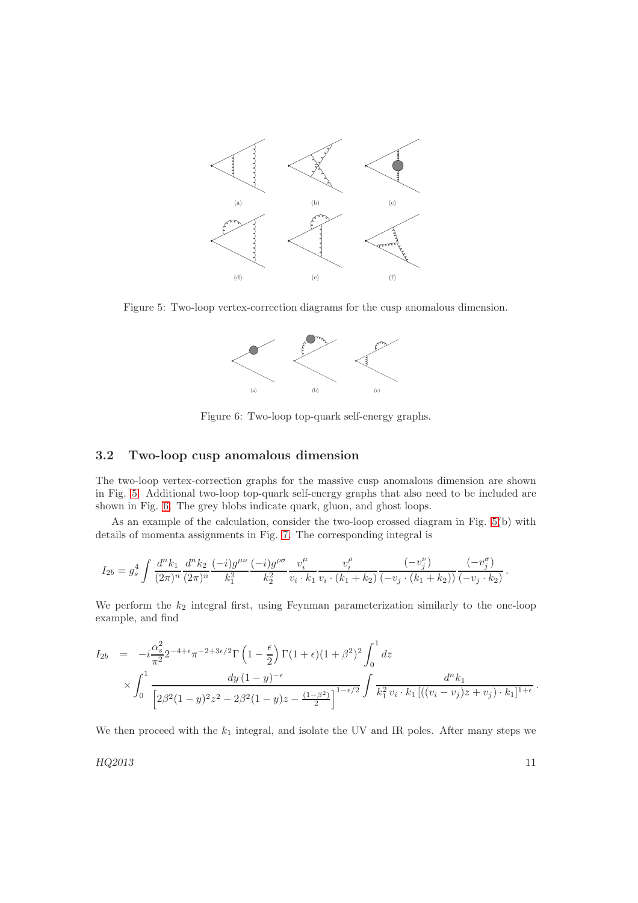Figure 5: Two-loop vertex-correction diagrams for the cusp anomalous dimension.

Figure 6: Two-loop top-quark self-energy graphs.

### 3.2 Two-loop cusp anomalous dimension

The two-loop vertex-correction graphs for the massive cusp anomalous dimension are shown in Fig. 5. Additional two-loop top-quark self-energy graphs that also need to be included are shown in Fig. 6. The grey blobs indicate quark, gluon, and ghost loops.

As an example of the calculation, consider the two-loop crossed diagram in Fig. 5(b) with details of momenta assignments in Fig. 7. The corresponding integral is

$$I_{2b} = g_s^4 \int \frac{d^n k_1}{(2\pi)^n} \frac{d^n k_2}{(2\pi)^n} \frac{(-i) g^{\mu\nu}}{k_1^2} \frac{(-i) g^{\rho\sigma}}{k_2^2} \frac{v_i^\mu}{v_i \cdot k_1} \frac{v_i^\rho}{v_i \cdot (k_1 + k_2)} \frac{(-v_j^\nu)}{(-v_j \cdot (k_1 + k_2))} \frac{(-v_j^\sigma)}{(-v_j \cdot k_2)} .$$

We perform the $k_2$ integral first, using Feynman parameterization similarly to the one-loop example, and find

$$\begin{aligned} I_{2b} &= -i \frac{\alpha_s^2}{\pi^2} 2^{-4+\epsilon} \pi^{-2+3\epsilon/2} \Gamma\left(1 - \frac{\epsilon}{2}\right) \Gamma(1+\epsilon)(1+\beta^2)^2 \int_0^1 dz \\ &\times \int_0^1 \frac{dy \, (1-y)^{-\epsilon}}{\left[2\beta^2 (1-y)^2 z^2 - 2\beta^2 (1-y) z - \frac{(1-\beta^2)}{2}\right]^{1-\epsilon/2}} \int \frac{d^n k_1}{k_1^2 \, v_i \cdot k_1 \left[((v_i - v_j) z + v_j) \cdot k_1\right]^{1+\epsilon}} . \end{aligned}$$

We then proceed with the $k_1$ integral, and isolate the UV and IR poles. After many steps we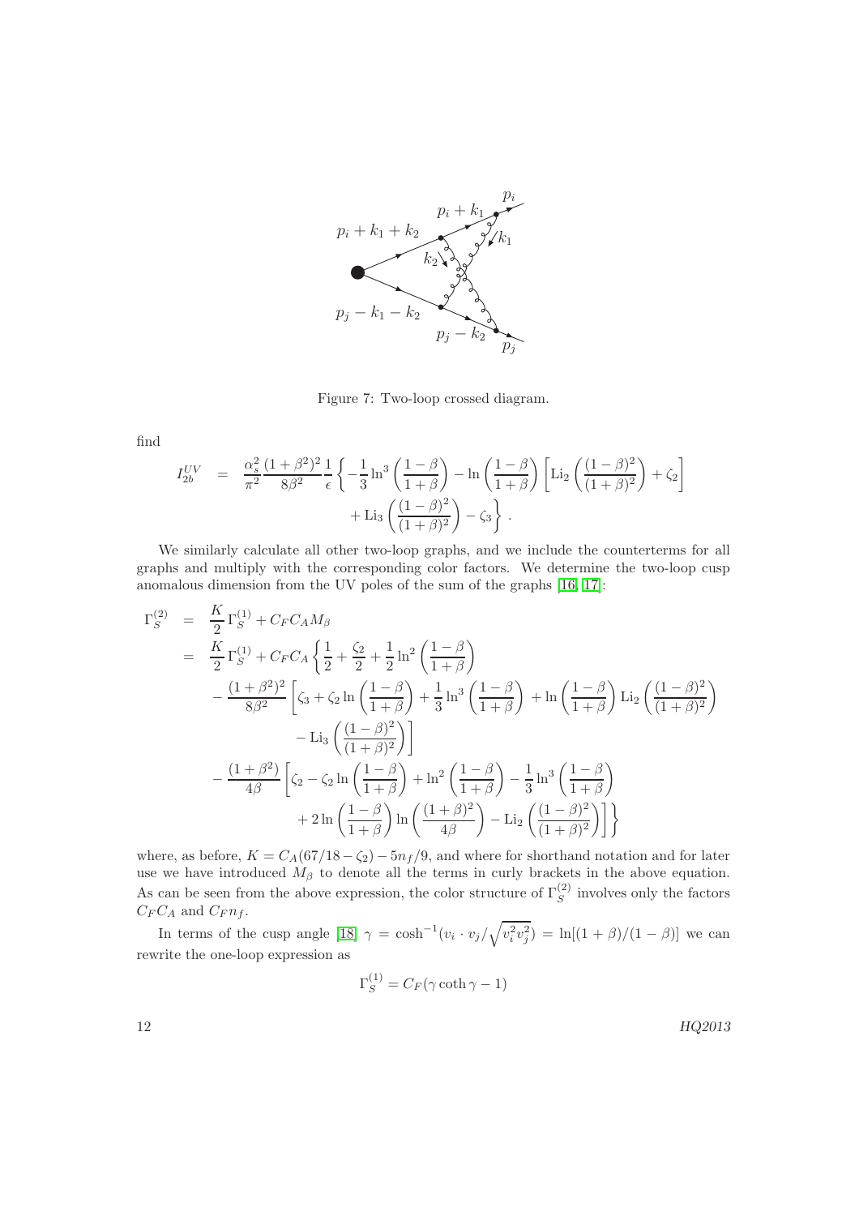Figure 7: Two-loop crossed diagram.

find

$$I_{2b}^{UV} = \frac{\alpha_s^2}{\pi^2}\frac{(1+\beta^2)^2}{8\beta^2}\frac{1}{\epsilon}\left\{-\frac{1}{3}\ln^3\left(\frac{1-\beta}{1+\beta}\right) - \ln\left(\frac{1-\beta}{1+\beta}\right)\left[\mathrm{Li}_2\left(\frac{(1-\beta)^2}{(1+\beta)^2}\right)+\zeta_2\right] + \mathrm{Li}_3\left(\frac{(1-\beta)^2}{(1+\beta)^2}\right) - \zeta_3\right\}.$$

We similarly calculate all other two-loop graphs, and we include the counterterms for all graphs and multiply with the corresponding color factors. We determine the two-loop cusp anomalous dimension from the UV poles of the sum of the graphs [16, 17]:

$$\begin{aligned}
\Gamma_S^{(2)} &= \frac{K}{2}\Gamma_S^{(1)} + C_F C_A M_\beta \\
&= \frac{K}{2}\Gamma_S^{(1)} + C_F C_A\left\{\frac{1}{2}+\frac{\zeta_2}{2}+\frac{1}{2}\ln^2\left(\frac{1-\beta}{1+\beta}\right)\right. \\
&\quad - \frac{(1+\beta^2)^2}{8\beta^2}\left[\zeta_3+\zeta_2\ln\left(\frac{1-\beta}{1+\beta}\right)+\frac{1}{3}\ln^3\left(\frac{1-\beta}{1+\beta}\right)+\ln\left(\frac{1-\beta}{1+\beta}\right)\mathrm{Li}_2\left(\frac{(1-\beta)^2}{(1+\beta)^2}\right)\right. \\
&\qquad \left. - \mathrm{Li}_3\left(\frac{(1-\beta)^2}{(1+\beta)^2}\right)\right] \\
&\quad - \frac{(1+\beta^2)}{4\beta}\left[\zeta_2-\zeta_2\ln\left(\frac{1-\beta}{1+\beta}\right)+\ln^2\left(\frac{1-\beta}{1+\beta}\right)-\frac{1}{3}\ln^3\left(\frac{1-\beta}{1+\beta}\right)\right. \\
&\qquad \left.\left. + 2\ln\left(\frac{1-\beta}{1+\beta}\right)\ln\left(\frac{(1+\beta)^2}{4\beta}\right)-\mathrm{Li}_2\left(\frac{(1-\beta)^2}{(1+\beta)^2}\right)\right]\right\}
\end{aligned}$$

where, as before, $K = C_A(67/18 - \zeta_2) - 5n_f/9$, and where for shorthand notation and for later use we have introduced $M_\beta$ to denote all the terms in curly brackets in the above equation. As can be seen from the above expression, the color structure of $\Gamma_S^{(2)}$ involves only the factors $C_F C_A$ and $C_F n_f$.

In terms of the cusp angle [18] $\gamma = \cosh^{-1}(v_i \cdot v_j/\sqrt{v_i^2 v_j^2}) = \ln[(1+\beta)/(1-\beta)]$ we can rewrite the one-loop expression as

$$\Gamma_S^{(1)} = C_F(\gamma\coth\gamma - 1)$$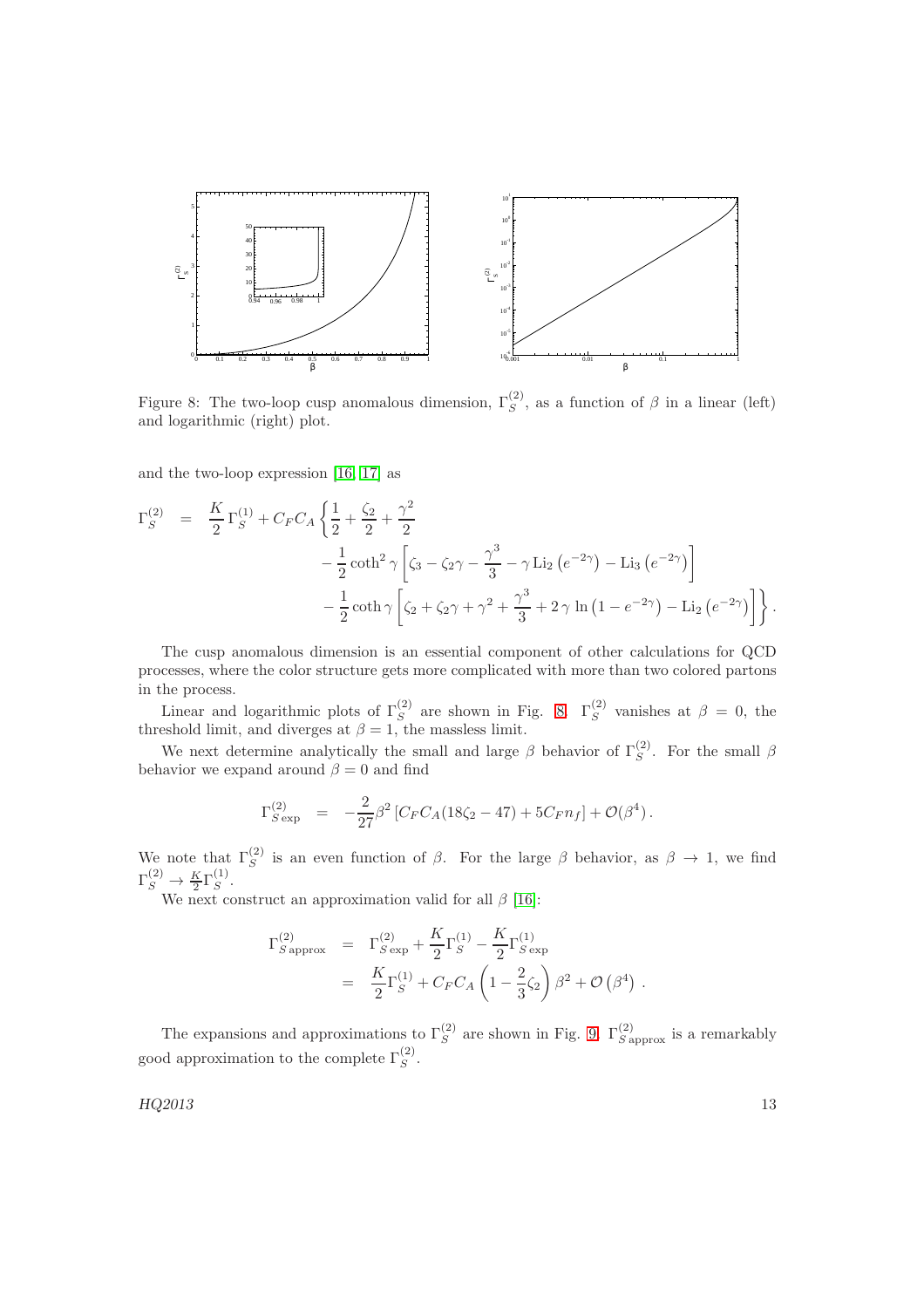Figure 8: The two-loop cusp anomalous dimension, $\Gamma_S^{(2)}$, as a function of $\beta$ in a linear (left) and logarithmic (right) plot.

and the two-loop expression [16, 17] as

$$
\begin{aligned}
\Gamma_S^{(2)} &= \frac{K}{2}\,\Gamma_S^{(1)} + C_F C_A \left\{ \frac{1}{2} + \frac{\zeta_2}{2} + \frac{\gamma^2}{2} \right. \\
&\quad - \frac{1}{2}\coth^2\gamma \left[ \zeta_3 - \zeta_2\gamma - \frac{\gamma^3}{3} - \gamma\,\mathrm{Li}_2\left(e^{-2\gamma}\right) - \mathrm{Li}_3\left(e^{-2\gamma}\right) \right] \\
&\quad \left. - \frac{1}{2}\coth\gamma \left[ \zeta_2 + \zeta_2\gamma + \gamma^2 + \frac{\gamma^3}{3} + 2\,\gamma\,\ln\left(1-e^{-2\gamma}\right) - \mathrm{Li}_2\left(e^{-2\gamma}\right) \right] \right\}.
\end{aligned}
$$

The cusp anomalous dimension is an essential component of other calculations for QCD processes, where the color structure gets more complicated with more than two colored partons in the process.

Linear and logarithmic plots of $\Gamma_S^{(2)}$ are shown in Fig. 8. $\Gamma_S^{(2)}$ vanishes at $\beta = 0$, the threshold limit, and diverges at $\beta = 1$, the massless limit.

We next determine analytically the small and large $\beta$ behavior of $\Gamma_S^{(2)}$. For the small $\beta$ behavior we expand around $\beta = 0$ and find

$$
\Gamma_{S\,\mathrm{exp}}^{(2)} = -\frac{2}{27}\beta^2 \left[ C_F C_A (18\zeta_2 - 47) + 5 C_F n_f \right] + \mathcal{O}(\beta^4).
$$

We note that $\Gamma_S^{(2)}$ is an even function of $\beta$. For the large $\beta$ behavior, as $\beta \to 1$, we find $\Gamma_S^{(2)} \to \frac{K}{2}\Gamma_S^{(1)}$.

We next construct an approximation valid for all $\beta$ [16]:

$$
\begin{aligned}
\Gamma_{S\,\mathrm{approx}}^{(2)} &= \Gamma_{S\,\mathrm{exp}}^{(2)} + \frac{K}{2}\Gamma_S^{(1)} - \frac{K}{2}\Gamma_{S\,\mathrm{exp}}^{(1)} \\
&= \frac{K}{2}\Gamma_S^{(1)} + C_F C_A \left(1 - \frac{2}{3}\zeta_2\right)\beta^2 + \mathcal{O}\left(\beta^4\right).
\end{aligned}
$$

The expansions and approximations to $\Gamma_S^{(2)}$ are shown in Fig. 9. $\Gamma_{S\,\mathrm{approx}}^{(2)}$ is a remarkably good approximation to the complete $\Gamma_S^{(2)}$.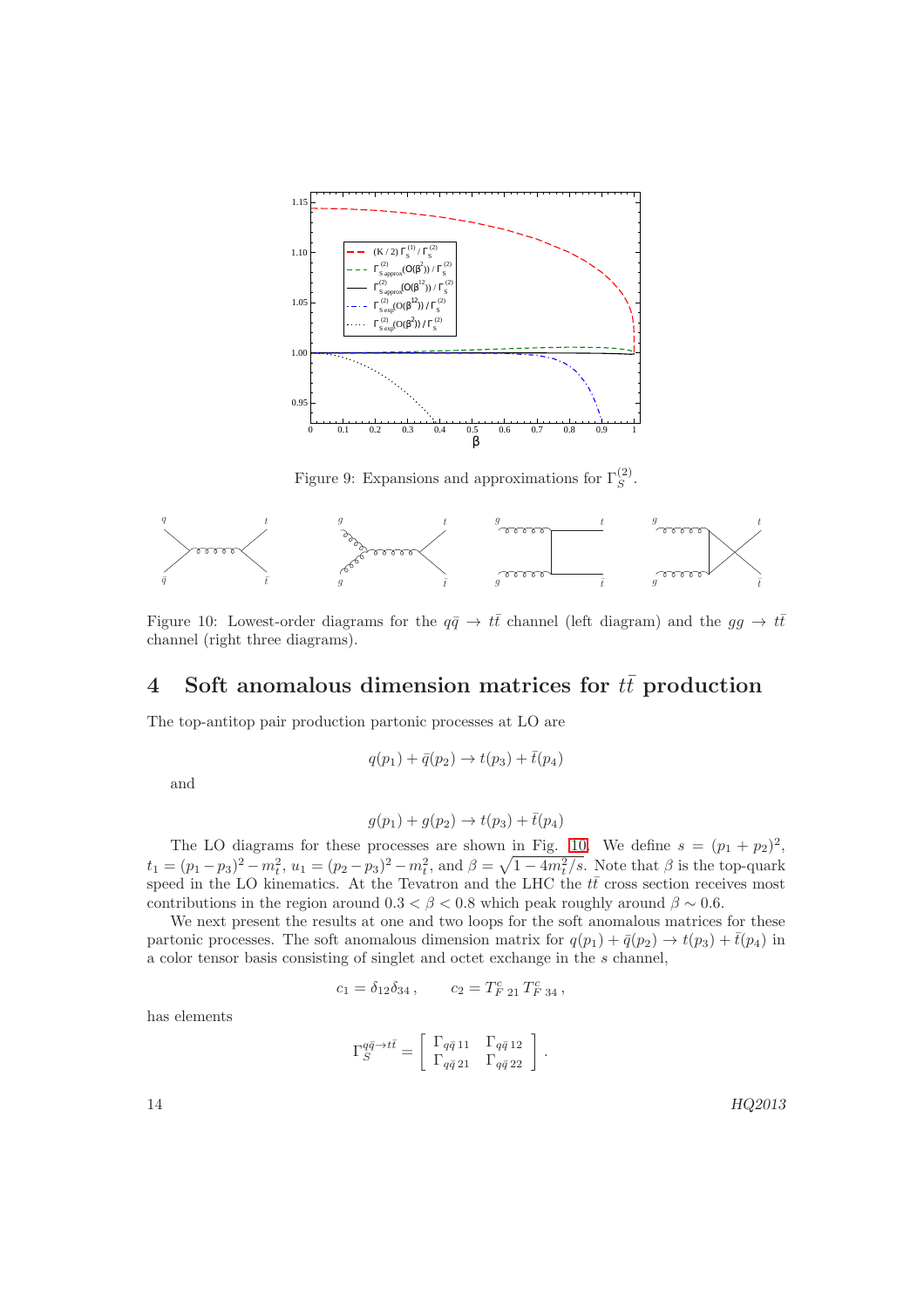Figure 9: Expansions and approximations for $\Gamma_S^{(2)}$.

Figure 10: Lowest-order diagrams for the $q\bar{q} \to t\bar{t}$ channel (left diagram) and the $gg \to t\bar{t}$ channel (right three diagrams).

# 4 Soft anomalous dimension matrices for $t\bar{t}$ production

The top-antitop pair production partonic processes at LO are

$$q(p_1) + \bar{q}(p_2) \to t(p_3) + \bar{t}(p_4)$$

and

$$g(p_1) + g(p_2) \to t(p_3) + \bar{t}(p_4)$$

The LO diagrams for these processes are shown in Fig. 10. We define $s = (p_1 + p_2)^2$, $t_1 = (p_1 - p_3)^2 - m_t^2$, $u_1 = (p_2 - p_3)^2 - m_t^2$, and $\beta = \sqrt{1 - 4m_t^2/s}$. Note that $\beta$ is the top-quark speed in the LO kinematics. At the Tevatron and the LHC the $t\bar{t}$ cross section receives most contributions in the region around $0.3 < \beta < 0.8$ which peak roughly around $\beta \sim 0.6$.

We next present the results at one and two loops for the soft anomalous matrices for these partonic processes. The soft anomalous dimension matrix for $q(p_1) + \bar{q}(p_2) \to t(p_3) + \bar{t}(p_4)$ in a color tensor basis consisting of singlet and octet exchange in the $s$ channel,

$$c_1 = \delta_{12}\delta_{34} \, , \qquad c_2 = T^c_{F\,21} \, T^c_{F\,34} \, ,$$

has elements

$$\Gamma_S^{q\bar{q} \to t\bar{t}} = \left[ \begin{array}{cc} \Gamma_{q\bar{q}\,11} & \Gamma_{q\bar{q}\,12} \\ \Gamma_{q\bar{q}\,21} & \Gamma_{q\bar{q}\,22} \end{array} \right] .$$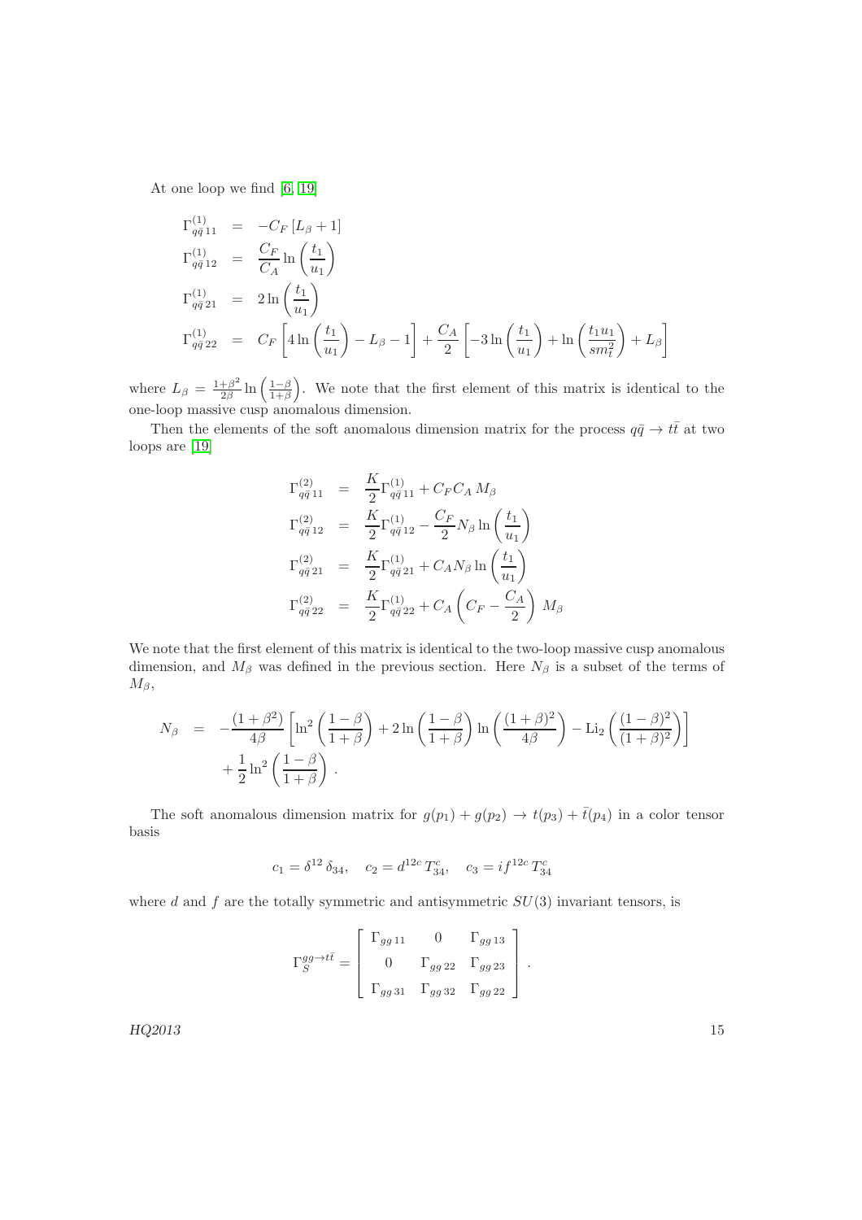At one loop we find [6, 19]

$$
\begin{aligned}
\Gamma^{(1)}_{q\bar{q}\,11} &= -C_F\left[L_\beta+1\right] \\
\Gamma^{(1)}_{q\bar{q}\,12} &= \frac{C_F}{C_A}\ln\left(\frac{t_1}{u_1}\right) \\
\Gamma^{(1)}_{q\bar{q}\,21} &= 2\ln\left(\frac{t_1}{u_1}\right) \\
\Gamma^{(1)}_{q\bar{q}\,22} &= C_F\left[4\ln\left(\frac{t_1}{u_1}\right)-L_\beta-1\right]+\frac{C_A}{2}\left[-3\ln\left(\frac{t_1}{u_1}\right)+\ln\left(\frac{t_1u_1}{sm_t^2}\right)+L_\beta\right]
\end{aligned}
$$

where $L_\beta=\frac{1+\beta^2}{2\beta}\ln\left(\frac{1-\beta}{1+\beta}\right)$. We note that the first element of this matrix is identical to the one-loop massive cusp anomalous dimension.

Then the elements of the soft anomalous dimension matrix for the process $q\bar{q}\to t\bar{t}$ at two loops are [19]

$$
\begin{aligned}
\Gamma^{(2)}_{q\bar{q}\,11} &= \frac{K}{2}\Gamma^{(1)}_{q\bar{q}\,11}+C_FC_A\,M_\beta \\
\Gamma^{(2)}_{q\bar{q}\,12} &= \frac{K}{2}\Gamma^{(1)}_{q\bar{q}\,12}-\frac{C_F}{2}N_\beta\ln\left(\frac{t_1}{u_1}\right) \\
\Gamma^{(2)}_{q\bar{q}\,21} &= \frac{K}{2}\Gamma^{(1)}_{q\bar{q}\,21}+C_AN_\beta\ln\left(\frac{t_1}{u_1}\right) \\
\Gamma^{(2)}_{q\bar{q}\,22} &= \frac{K}{2}\Gamma^{(1)}_{q\bar{q}\,22}+C_A\left(C_F-\frac{C_A}{2}\right)\,M_\beta
\end{aligned}
$$

We note that the first element of this matrix is identical to the two-loop massive cusp anomalous dimension, and $M_\beta$ was defined in the previous section. Here $N_\beta$ is a subset of the terms of $M_\beta$,

$$
\begin{aligned}
N_\beta &= -\frac{(1+\beta^2)}{4\beta}\left[\ln^2\left(\frac{1-\beta}{1+\beta}\right)+2\ln\left(\frac{1-\beta}{1+\beta}\right)\ln\left(\frac{(1+\beta)^2}{4\beta}\right)-\mathrm{Li}_2\left(\frac{(1-\beta)^2}{(1+\beta)^2}\right)\right] \\
&\quad+\frac{1}{2}\ln^2\left(\frac{1-\beta}{1+\beta}\right)\,.
\end{aligned}
$$

The soft anomalous dimension matrix for $g(p_1)+g(p_2)\to t(p_3)+\bar{t}(p_4)$ in a color tensor basis

$$
c_1=\delta^{12}\,\delta_{34},\quad c_2=d^{12c}\,T^c_{34},\quad c_3=if^{12c}\,T^c_{34}
$$

where $d$ and $f$ are the totally symmetric and antisymmetric $SU(3)$ invariant tensors, is

$$
\Gamma_S^{gg\to t\bar{t}}=\left[\begin{array}{ccc}\Gamma_{gg\,11} & 0 & \Gamma_{gg\,13} \\ 0 & \Gamma_{gg\,22} & \Gamma_{gg\,23} \\ \Gamma_{gg\,31} & \Gamma_{gg\,32} & \Gamma_{gg\,22}\end{array}\right].
$$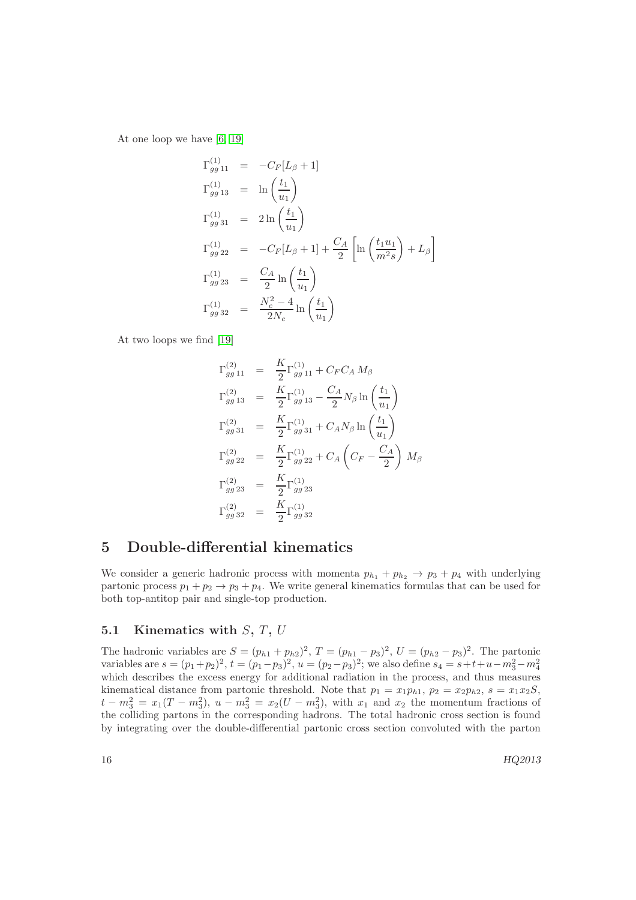At one loop we have [6, 19]

$$
\begin{aligned}
\Gamma^{(1)}_{gg\,11} &= -C_F[L_\beta+1] \\
\Gamma^{(1)}_{gg\,13} &= \ln\left(\frac{t_1}{u_1}\right) \\
\Gamma^{(1)}_{gg\,31} &= 2\ln\left(\frac{t_1}{u_1}\right) \\
\Gamma^{(1)}_{gg\,22} &= -C_F[L_\beta+1]+\frac{C_A}{2}\left[\ln\left(\frac{t_1 u_1}{m^2 s}\right)+L_\beta\right] \\
\Gamma^{(1)}_{gg\,23} &= \frac{C_A}{2}\ln\left(\frac{t_1}{u_1}\right) \\
\Gamma^{(1)}_{gg\,32} &= \frac{N_c^2-4}{2N_c}\ln\left(\frac{t_1}{u_1}\right)
\end{aligned}
$$

At two loops we find [19]

$$
\begin{aligned}
\Gamma^{(2)}_{gg\,11} &= \frac{K}{2}\Gamma^{(1)}_{gg\,11}+C_F C_A\, M_\beta \\
\Gamma^{(2)}_{gg\,13} &= \frac{K}{2}\Gamma^{(1)}_{gg\,13}-\frac{C_A}{2}N_\beta\ln\left(\frac{t_1}{u_1}\right) \\
\Gamma^{(2)}_{gg\,31} &= \frac{K}{2}\Gamma^{(1)}_{gg\,31}+C_A N_\beta\ln\left(\frac{t_1}{u_1}\right) \\
\Gamma^{(2)}_{gg\,22} &= \frac{K}{2}\Gamma^{(1)}_{gg\,22}+C_A\left(C_F-\frac{C_A}{2}\right)\, M_\beta \\
\Gamma^{(2)}_{gg\,23} &= \frac{K}{2}\Gamma^{(1)}_{gg\,23} \\
\Gamma^{(2)}_{gg\,32} &= \frac{K}{2}\Gamma^{(1)}_{gg\,32}
\end{aligned}
$$

# 5 Double-differential kinematics

We consider a generic hadronic process with momenta $p_{h_1}+p_{h_2}\to p_3+p_4$ with underlying partonic process $p_1+p_2\to p_3+p_4$. We write general kinematics formulas that can be used for both top-antitop pair and single-top production.

## 5.1 Kinematics with $S$, $T$, $U$

The hadronic variables are $S=(p_{h1}+p_{h2})^2$, $T=(p_{h1}-p_3)^2$, $U=(p_{h2}-p_3)^2$. The partonic variables are $s=(p_1+p_2)^2$, $t=(p_1-p_3)^2$, $u=(p_2-p_3)^2$; we also define $s_4=s+t+u-m_3^2-m_4^2$ which describes the excess energy for additional radiation in the process, and thus measures kinematical distance from partonic threshold. Note that $p_1=x_1 p_{h1}$, $p_2=x_2 p_{h2}$, $s=x_1 x_2 S$, $t-m_3^2=x_1(T-m_3^2)$, $u-m_3^2=x_2(U-m_3^2)$, with $x_1$ and $x_2$ the momentum fractions of the colliding partons in the corresponding hadrons. The total hadronic cross section is found by integrating over the double-differential partonic cross section convoluted with the parton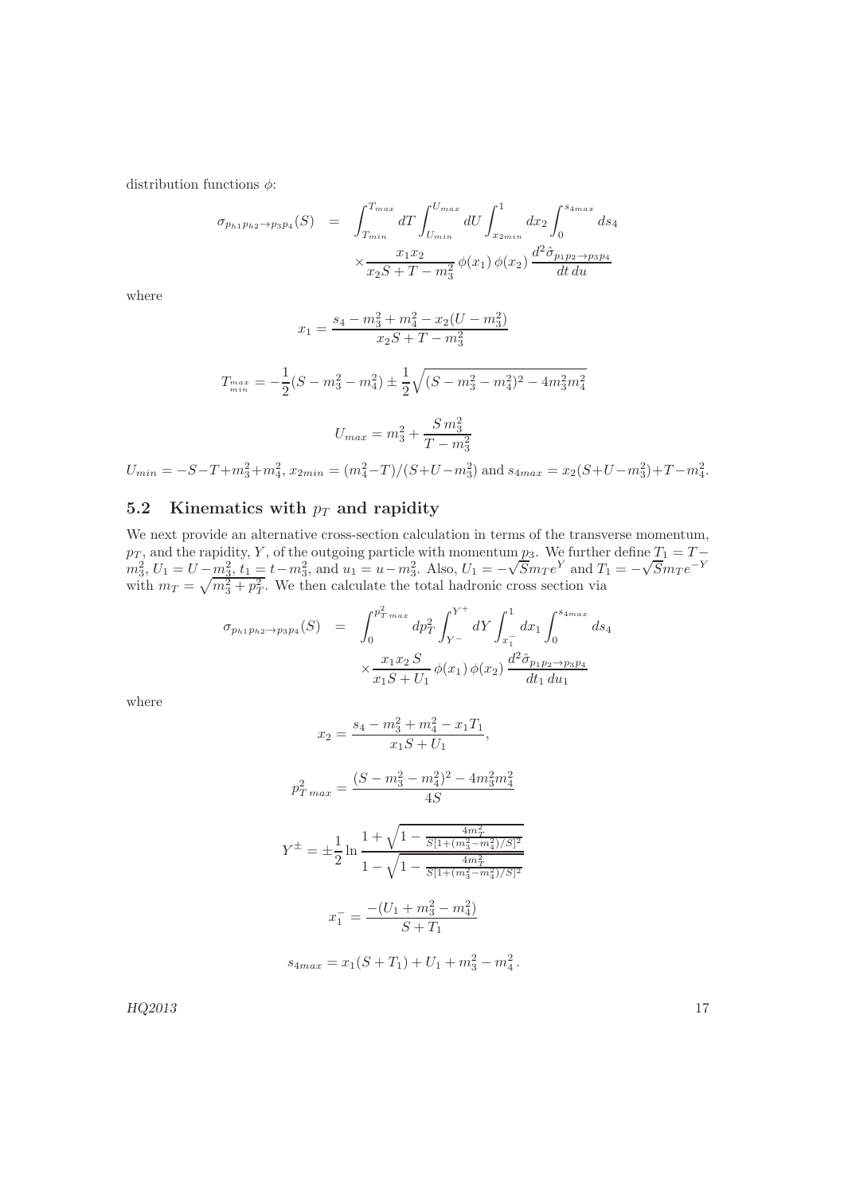distribution functions $\phi$:

$$
\begin{aligned}
\sigma_{p_{h1}p_{h2}\to p_3p_4}(S) &= \int_{T_{min}}^{T_{max}} dT \int_{U_{min}}^{U_{max}} dU \int_{x_{2min}}^{1} dx_2 \int_0^{s_{4max}} ds_4 \\
&\times \frac{x_1 x_2}{x_2 S + T - m_3^2}\, \phi(x_1)\, \phi(x_2)\, \frac{d^2\hat{\sigma}_{p_1p_2\to p_3p_4}}{dt\, du}
\end{aligned}
$$

where

$$
x_1 = \frac{s_4 - m_3^2 + m_4^2 - x_2(U - m_3^2)}{x_2 S + T - m_3^2}
$$

$$
T_{\substack{max\\min}} = -\frac{1}{2}(S - m_3^2 - m_4^2) \pm \frac{1}{2}\sqrt{(S - m_3^2 - m_4^2)^2 - 4m_3^2 m_4^2}
$$

$$
U_{max} = m_3^2 + \frac{S\, m_3^2}{T - m_3^2}
$$

$U_{min} = -S - T + m_3^2 + m_4^2$, $x_{2min} = (m_4^2 - T)/(S + U - m_3^2)$ and $s_{4max} = x_2(S + U - m_3^2) + T - m_4^2$.

## 5.2 Kinematics with $p_T$ and rapidity

We next provide an alternative cross-section calculation in terms of the transverse momentum, $p_T$, and the rapidity, $Y$, of the outgoing particle with momentum $p_3$. We further define $T_1 = T - m_3^2$, $U_1 = U - m_3^2$, $t_1 = t - m_3^2$, and $u_1 = u - m_3^2$. Also, $U_1 = -\sqrt{S} m_T e^{Y}$ and $T_1 = -\sqrt{S} m_T e^{-Y}$ with $m_T = \sqrt{m_3^2 + p_T^2}$. We then calculate the total hadronic cross section via

$$
\begin{aligned}
\sigma_{p_{h1}p_{h2}\to p_3p_4}(S) &= \int_0^{p^2_{T\,max}} dp_T^2 \int_{Y^-}^{Y^+} dY \int_{x_1^-}^{1} dx_1 \int_0^{s_{4max}} ds_4 \\
&\times \frac{x_1 x_2\, S}{x_1 S + U_1}\, \phi(x_1)\, \phi(x_2)\, \frac{d^2\hat{\sigma}_{p_1p_2\to p_3p_4}}{dt_1\, du_1}
\end{aligned}
$$

where

$$
x_2 = \frac{s_4 - m_3^2 + m_4^2 - x_1 T_1}{x_1 S + U_1},
$$

$$
p^2_{T\,max} = \frac{(S - m_3^2 - m_4^2)^2 - 4m_3^2 m_4^2}{4S}
$$

$$
Y^{\pm} = \pm\frac{1}{2}\ln\frac{1 + \sqrt{1 - \frac{4m_T^2}{S[1 + (m_3^2 - m_4^2)/S]^2}}}{1 - \sqrt{1 - \frac{4m_T^2}{S[1 + (m_3^2 - m_4^2)/S]^2}}}
$$

$$
x_1^- = \frac{-(U_1 + m_3^2 - m_4^2)}{S + T_1}
$$

$$
s_{4max} = x_1(S + T_1) + U_1 + m_3^2 - m_4^2\,.
$$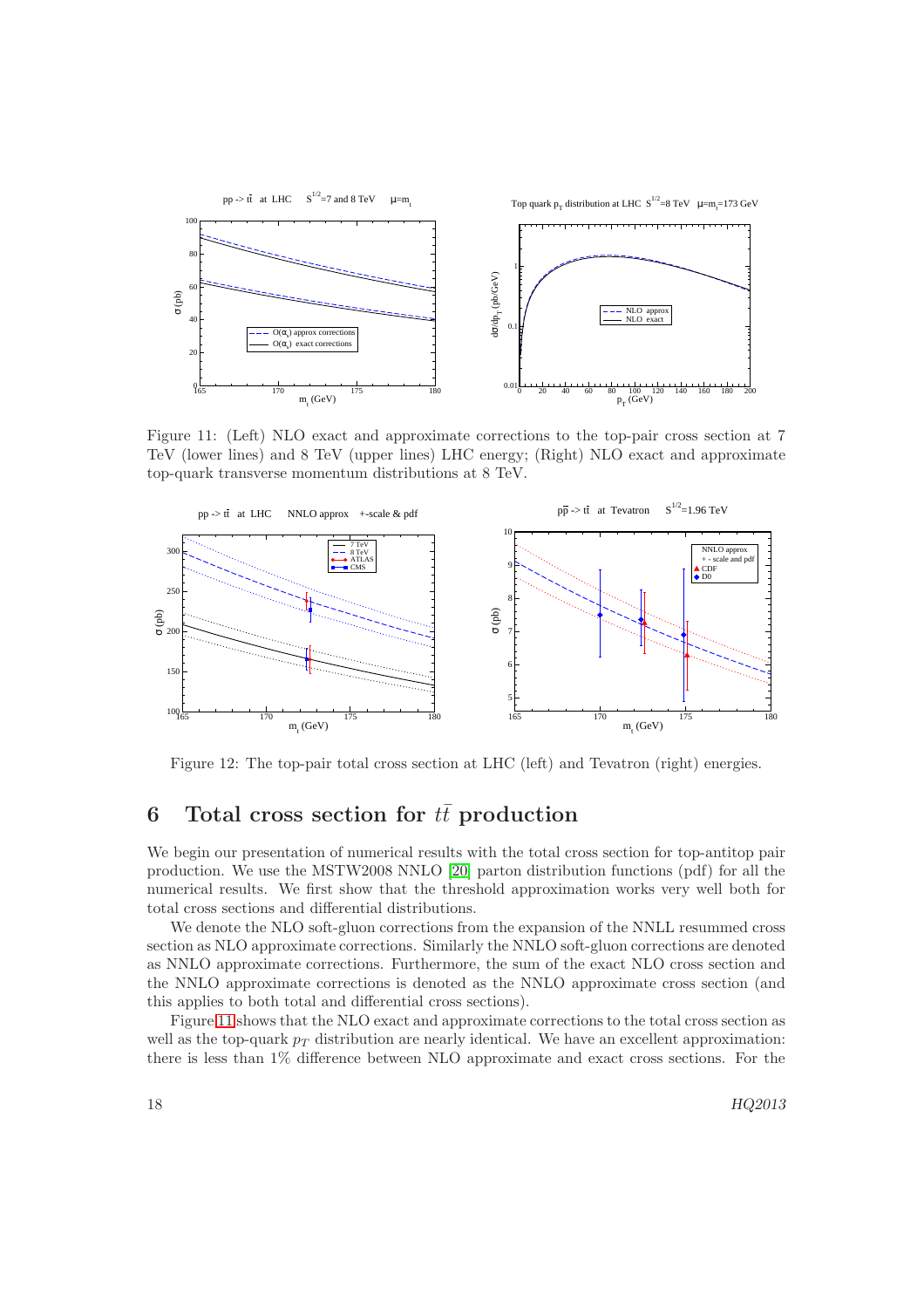Figure 11: (Left) NLO exact and approximate corrections to the top-pair cross section at 7 TeV (lower lines) and 8 TeV (upper lines) LHC energy; (Right) NLO exact and approximate top-quark transverse momentum distributions at 8 TeV.

Figure 12: The top-pair total cross section at LHC (left) and Tevatron (right) energies.

## 6 Total cross section for $t\bar{t}$ production

We begin our presentation of numerical results with the total cross section for top-antitop pair production. We use the MSTW2008 NNLO [20] parton distribution functions (pdf) for all the numerical results. We first show that the threshold approximation works very well both for total cross sections and differential distributions.

We denote the NLO soft-gluon corrections from the expansion of the NNLL resummed cross section as NLO approximate corrections. Similarly the NNLO soft-gluon corrections are denoted as NNLO approximate corrections. Furthermore, the sum of the exact NLO cross section and the NNLO approximate corrections is denoted as the NNLO approximate cross section (and this applies to both total and differential cross sections).

Figure 11 shows that the NLO exact and approximate corrections to the total cross section as well as the top-quark $p_T$ distribution are nearly identical. We have an excellent approximation: there is less than 1% difference between NLO approximate and exact cross sections. For the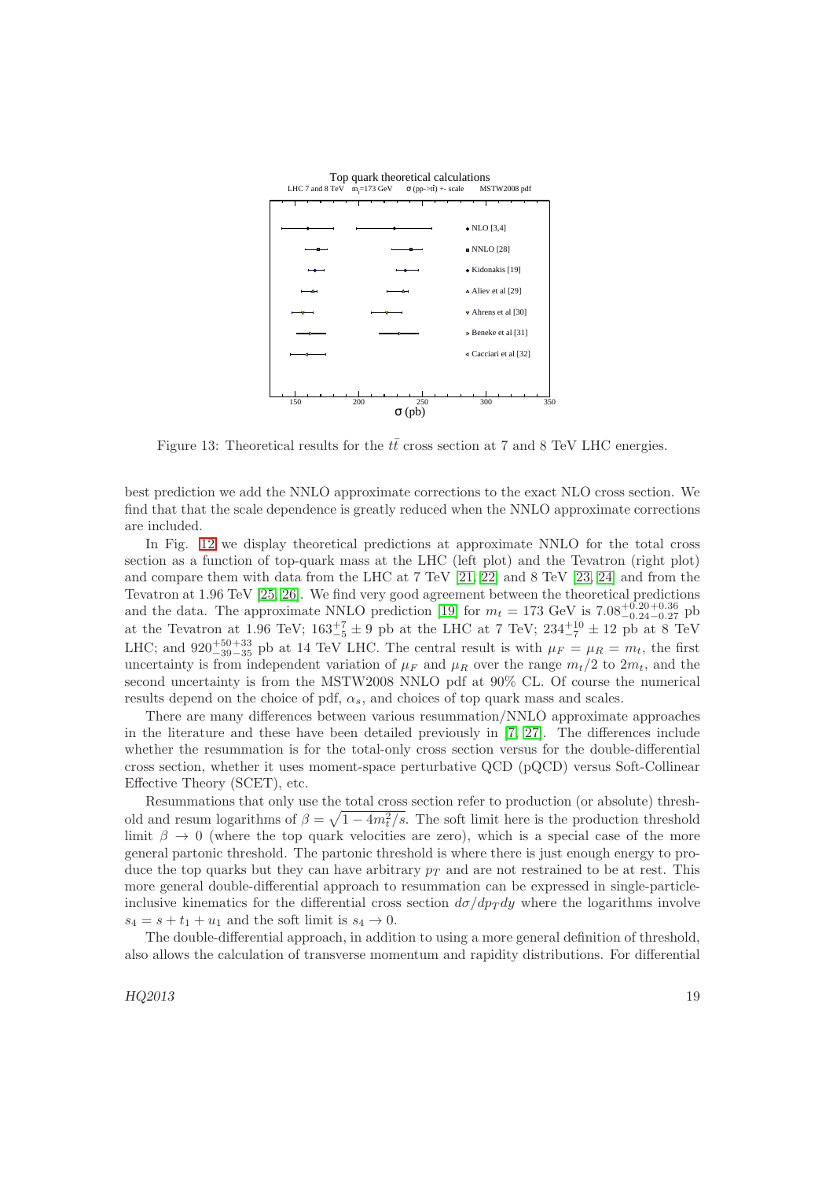Figure 13: Theoretical results for the $t\bar{t}$ cross section at 7 and 8 TeV LHC energies.

best prediction we add the NNLO approximate corrections to the exact NLO cross section. We find that that the scale dependence is greatly reduced when the NNLO approximate corrections are included.

In Fig. 12 we display theoretical predictions at approximate NNLO for the total cross section as a function of top-quark mass at the LHC (left plot) and the Tevatron (right plot) and compare them with data from the LHC at 7 TeV [21, 22] and 8 TeV [23, 24] and from the Tevatron at 1.96 TeV [25, 26]. We find very good agreement between the theoretical predictions and the data. The approximate NNLO prediction [19] for $m_t = 173$ GeV is $7.08^{+0.20+0.36}_{-0.24-0.27}$ pb at the Tevatron at 1.96 TeV; $163^{+7}_{-5} \pm 9$ pb at the LHC at 7 TeV; $234^{+10}_{-7} \pm 12$ pb at 8 TeV LHC; and $920^{+50+33}_{-39-35}$ pb at 14 TeV LHC. The central result is with $\mu_F = \mu_R = m_t$, the first uncertainty is from independent variation of $\mu_F$ and $\mu_R$ over the range $m_t/2$ to $2m_t$, and the second uncertainty is from the MSTW2008 NNLO pdf at 90% CL. Of course the numerical results depend on the choice of pdf, $\alpha_s$, and choices of top quark mass and scales.

There are many differences between various resummation/NNLO approximate approaches in the literature and these have been detailed previously in [7, 27]. The differences include whether the resummation is for the total-only cross section versus for the double-differential cross section, whether it uses moment-space perturbative QCD (pQCD) versus Soft-Collinear Effective Theory (SCET), etc.

Resummations that only use the total cross section refer to production (or absolute) threshold and resum logarithms of $\beta = \sqrt{1 - 4m_t^2/s}$. The soft limit here is the production threshold limit $\beta \to 0$ (where the top quark velocities are zero), which is a special case of the more general partonic threshold. The partonic threshold is where there is just enough energy to produce the top quarks but they can have arbitrary $p_T$ and are not restrained to be at rest. This more general double-differential approach to resummation can be expressed in single-particle-inclusive kinematics for the differential cross section $d\sigma/dp_T dy$ where the logarithms involve $s_4 = s + t_1 + u_1$ and the soft limit is $s_4 \to 0$.

The double-differential approach, in addition to using a more general definition of threshold, also allows the calculation of transverse momentum and rapidity distributions. For differential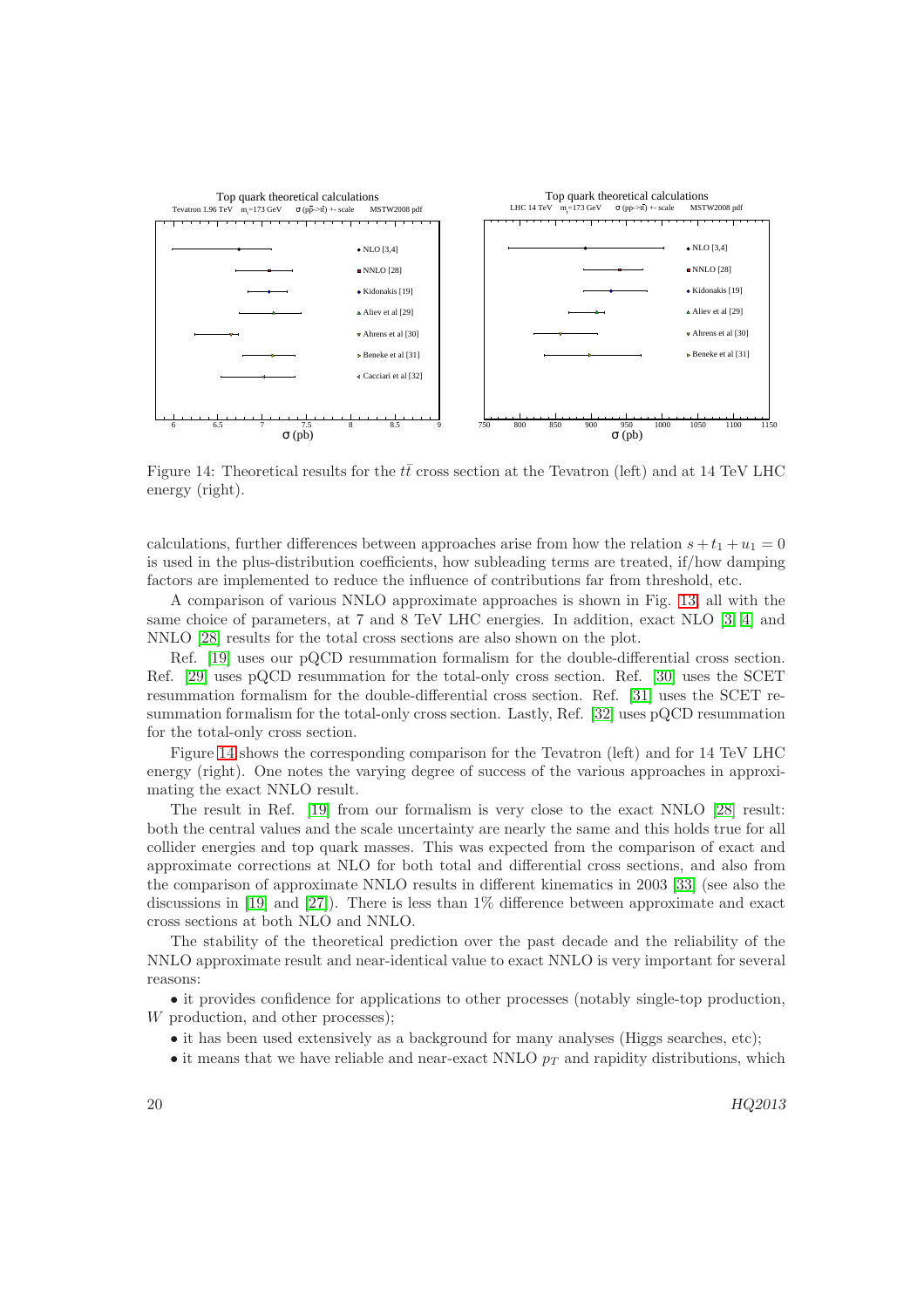Figure 14: Theoretical results for the $t\bar{t}$ cross section at the Tevatron (left) and at 14 TeV LHC energy (right).

calculations, further differences between approaches arise from how the relation $s + t_1 + u_1 = 0$ is used in the plus-distribution coefficients, how subleading terms are treated, if/how damping factors are implemented to reduce the influence of contributions far from threshold, etc.

A comparison of various NNLO approximate approaches is shown in Fig. 13, all with the same choice of parameters, at 7 and 8 TeV LHC energies. In addition, exact NLO [3, 4] and NNLO [28] results for the total cross sections are also shown on the plot.

Ref. [19] uses our pQCD resummation formalism for the double-differential cross section. Ref. [29] uses pQCD resummation for the total-only cross section. Ref. [30] uses the SCET resummation formalism for the double-differential cross section. Ref. [31] uses the SCET resummation formalism for the total-only cross section. Lastly, Ref. [32] uses pQCD resummation for the total-only cross section.

Figure 14 shows the corresponding comparison for the Tevatron (left) and for 14 TeV LHC energy (right). One notes the varying degree of success of the various approaches in approximating the exact NNLO result.

The result in Ref. [19] from our formalism is very close to the exact NNLO [28] result: both the central values and the scale uncertainty are nearly the same and this holds true for all collider energies and top quark masses. This was expected from the comparison of exact and approximate corrections at NLO for both total and differential cross sections, and also from the comparison of approximate NNLO results in different kinematics in 2003 [33] (see also the discussions in [19] and [27]). There is less than 1% difference between approximate and exact cross sections at both NLO and NNLO.

The stability of the theoretical prediction over the past decade and the reliability of the NNLO approximate result and near-identical value to exact NNLO is very important for several reasons:

- it provides confidence for applications to other processes (notably single-top production, $W$ production, and other processes);
- it has been used extensively as a background for many analyses (Higgs searches, etc);
- it means that we have reliable and near-exact NNLO $p_T$ and rapidity distributions, which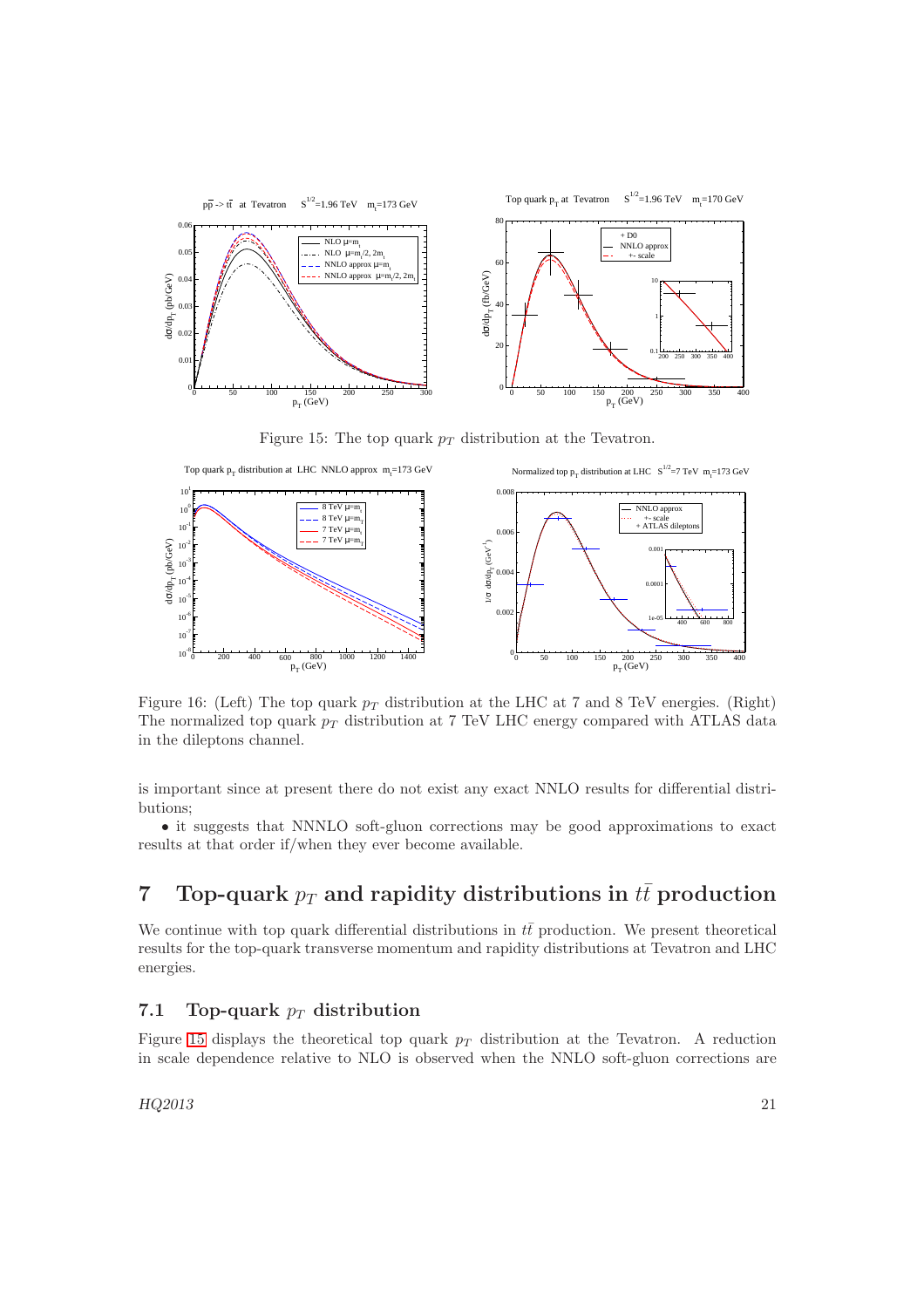Figure 15: The top quark $p_T$ distribution at the Tevatron.

Figure 16: (Left) The top quark $p_T$ distribution at the LHC at 7 and 8 TeV energies. (Right) The normalized top quark $p_T$ distribution at 7 TeV LHC energy compared with ATLAS data in the dileptons channel.

is important since at present there do not exist any exact NNLO results for differential distributions;

• it suggests that NNNLO soft-gluon corrections may be good approximations to exact results at that order if/when they ever become available.

# 7 Top-quark $p_T$ and rapidity distributions in $t\bar{t}$ production

We continue with top quark differential distributions in $t\bar{t}$ production. We present theoretical results for the top-quark transverse momentum and rapidity distributions at Tevatron and LHC energies.

## 7.1 Top-quark $p_T$ distribution

Figure 15 displays the theoretical top quark $p_T$ distribution at the Tevatron. A reduction in scale dependence relative to NLO is observed when the NNLO soft-gluon corrections are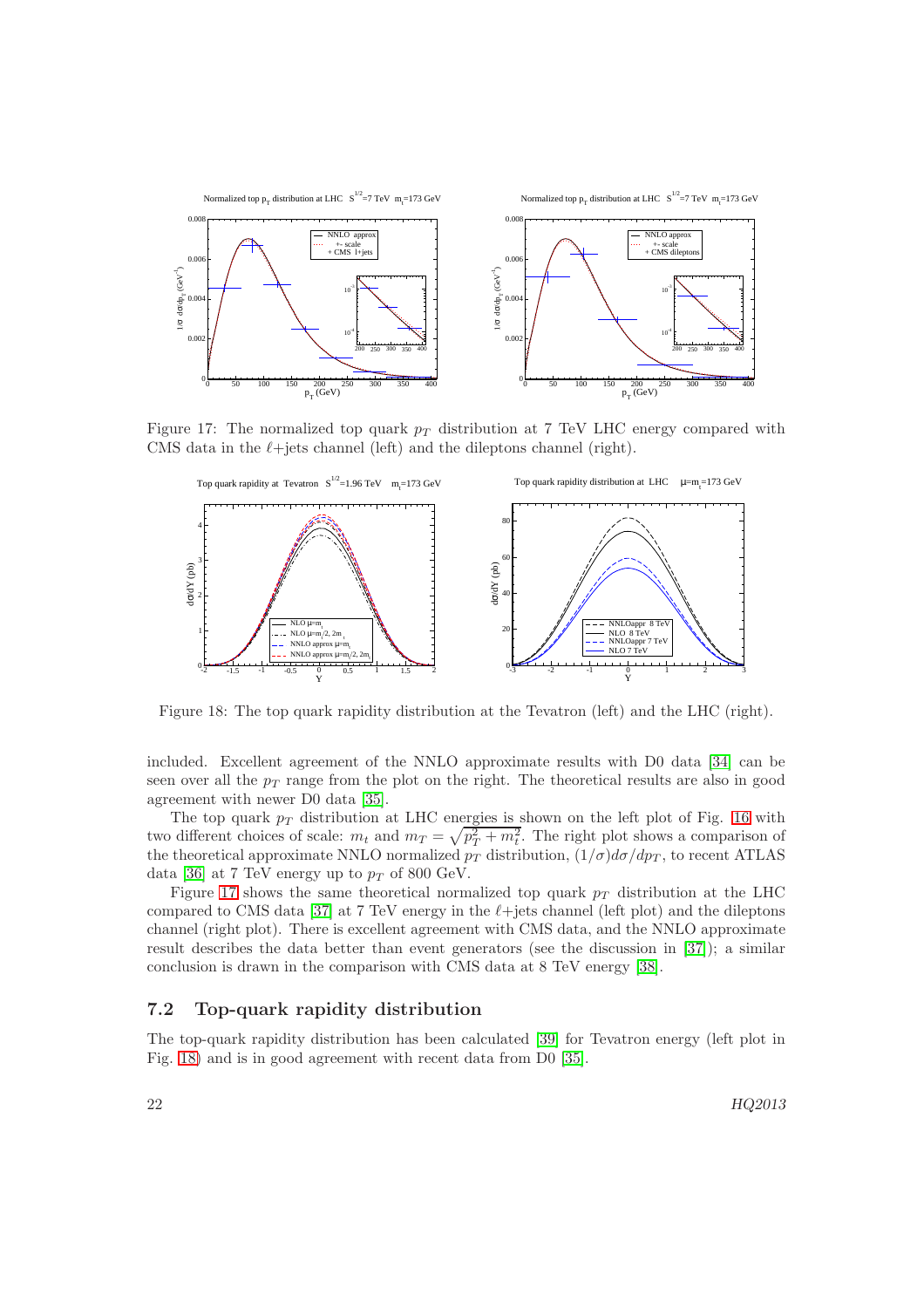Figure 17: The normalized top quark $p_T$ distribution at 7 TeV LHC energy compared with CMS data in the $\ell$+jets channel (left) and the dileptons channel (right).

Figure 18: The top quark rapidity distribution at the Tevatron (left) and the LHC (right).

included. Excellent agreement of the NNLO approximate results with D0 data [34] can be seen over all the $p_T$ range from the plot on the right. The theoretical results are also in good agreement with newer D0 data [35].

The top quark $p_T$ distribution at LHC energies is shown on the left plot of Fig. 16 with two different choices of scale: $m_t$ and $m_T = \sqrt{p_T^2 + m_t^2}$. The right plot shows a comparison of the theoretical approximate NNLO normalized $p_T$ distribution, $(1/\sigma)d\sigma/dp_T$, to recent ATLAS data [36] at 7 TeV energy up to $p_T$ of 800 GeV.

Figure 17 shows the same theoretical normalized top quark $p_T$ distribution at the LHC compared to CMS data [37] at 7 TeV energy in the $\ell$+jets channel (left plot) and the dileptons channel (right plot). There is excellent agreement with CMS data, and the NNLO approximate result describes the data better than event generators (see the discussion in [37]); a similar conclusion is drawn in the comparison with CMS data at 8 TeV energy [38].

### 7.2 Top-quark rapidity distribution

The top-quark rapidity distribution has been calculated [39] for Tevatron energy (left plot in Fig. 18) and is in good agreement with recent data from D0 [35].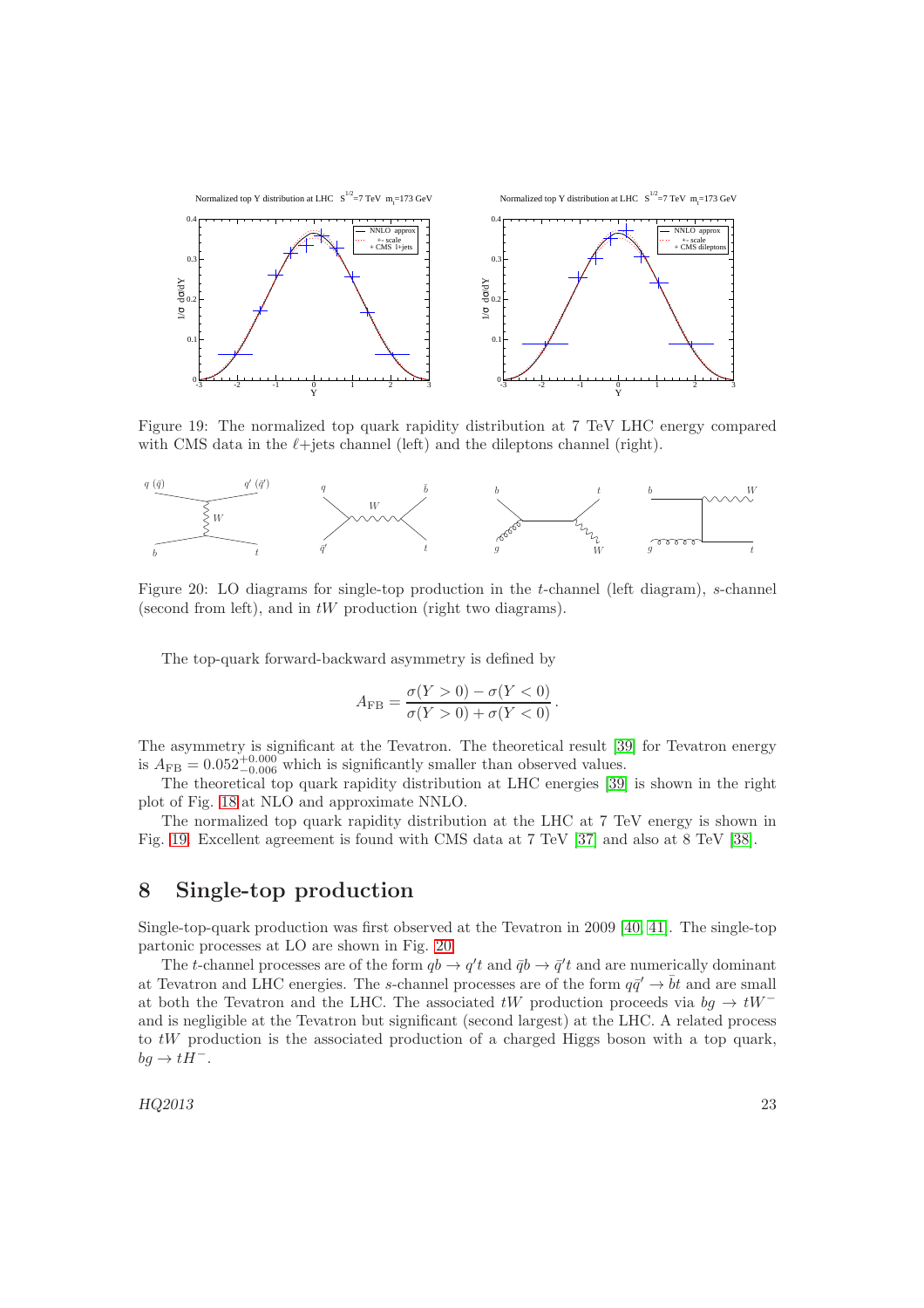Figure 19: The normalized top quark rapidity distribution at 7 TeV LHC energy compared with CMS data in the $\ell$+jets channel (left) and the dileptons channel (right).

Figure 20: LO diagrams for single-top production in the $t$-channel (left diagram), $s$-channel (second from left), and in $tW$ production (right two diagrams).

The top-quark forward-backward asymmetry is defined by

$$A_{\mathrm{FB}} = \frac{\sigma(Y>0) - \sigma(Y<0)}{\sigma(Y>0) + \sigma(Y<0)}\,.$$

The asymmetry is significant at the Tevatron. The theoretical result [39] for Tevatron energy is $A_{\mathrm{FB}} = 0.052^{+0.000}_{-0.006}$ which is significantly smaller than observed values.

The theoretical top quark rapidity distribution at LHC energies [39] is shown in the right plot of Fig. 18 at NLO and approximate NNLO.

The normalized top quark rapidity distribution at the LHC at 7 TeV energy is shown in Fig. 19. Excellent agreement is found with CMS data at 7 TeV [37] and also at 8 TeV [38].

## 8 Single-top production

Single-top-quark production was first observed at the Tevatron in 2009 [40, 41]. The single-top partonic processes at LO are shown in Fig. 20.

The $t$-channel processes are of the form $qb \to q't$ and $\bar{q}b \to \bar{q}'t$ and are numerically dominant at Tevatron and LHC energies. The $s$-channel processes are of the form $q\bar{q}' \to \bar{b}t$ and are small at both the Tevatron and the LHC. The associated $tW$ production proceeds via $bg \to tW^-$ and is negligible at the Tevatron but significant (second largest) at the LHC. A related process to $tW$ production is the associated production of a charged Higgs boson with a top quark, $bg \to tH^-$.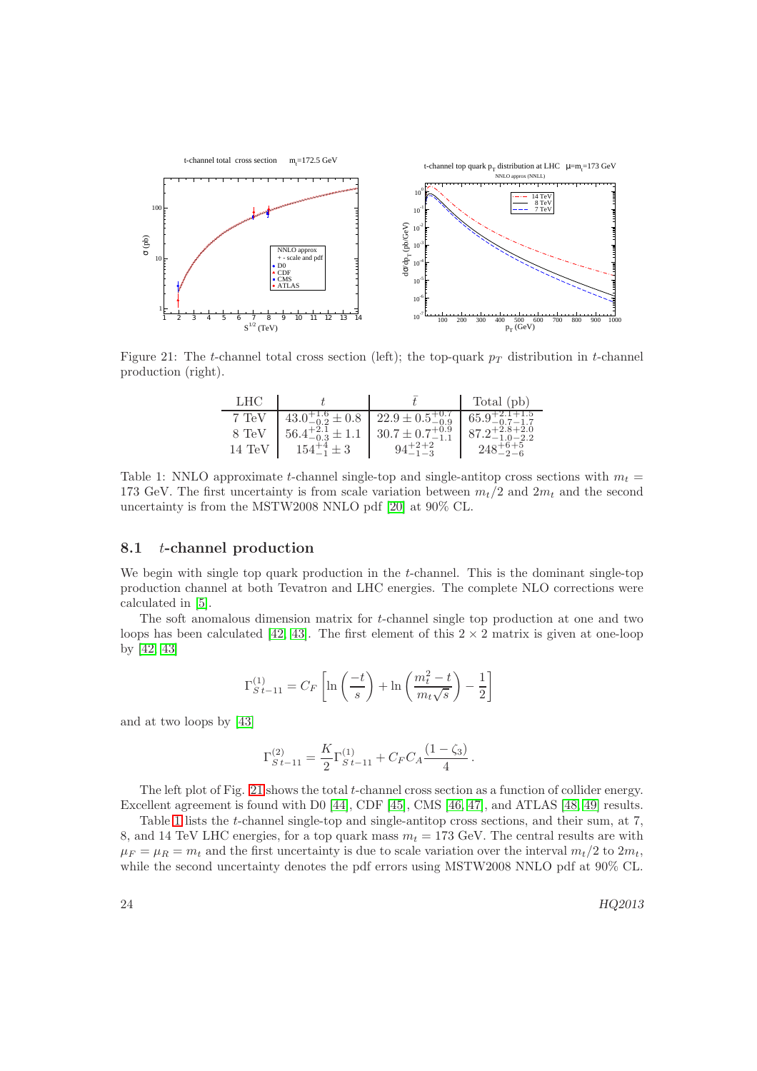Figure 21: The $t$-channel total cross section (left); the top-quark $p_T$ distribution in $t$-channel production (right).

| LHC | $t$ | $\bar{t}$ | Total (pb) |
|---|---|---|---|
| 7 TeV | $43.0^{+1.6}_{-0.2} \pm 0.8$ | $22.9 \pm 0.5^{+0.7}_{-0.9}$ | $65.9^{+2.1+1.5}_{-0.7-1.7}$ |
| 8 TeV | $56.4^{+2.1}_{-0.3} \pm 1.1$ | $30.7 \pm 0.7^{+0.9}_{-1.1}$ | $87.2^{+2.8+2.0}_{-1.0-2.2}$ |
| 14 TeV | $154^{+4}_{-1} \pm 3$ | $94^{+2+2}_{-1-3}$ | $248^{+6+5}_{-2-6}$ |

Table 1: NNLO approximate $t$-channel single-top and single-antitop cross sections with $m_t =$ 173 GeV. The first uncertainty is from scale variation between $m_t/2$ and $2m_t$ and the second uncertainty is from the MSTW2008 NNLO pdf [20] at 90% CL.

## 8.1 $t$-channel production

We begin with single top quark production in the $t$-channel. This is the dominant single-top production channel at both Tevatron and LHC energies. The complete NLO corrections were calculated in [5].

The soft anomalous dimension matrix for $t$-channel single top production at one and two loops has been calculated [42, 43]. The first element of this $2 \times 2$ matrix is given at one-loop by [42, 43]

$$\Gamma_{S\,t-11}^{(1)} = C_F \left[ \ln\left(\frac{-t}{s}\right) + \ln\left(\frac{m_t^2 - t}{m_t \sqrt{s}}\right) - \frac{1}{2} \right]$$

and at two loops by [43]

$$\Gamma_{S\,t-11}^{(2)} = \frac{K}{2} \Gamma_{S\,t-11}^{(1)} + C_F C_A \frac{(1-\zeta_3)}{4} \, .$$

The left plot of Fig. 21 shows the total $t$-channel cross section as a function of collider energy. Excellent agreement is found with D0 [44], CDF [45], CMS [46, 47], and ATLAS [48, 49] results.

Table 1 lists the $t$-channel single-top and single-antitop cross sections, and their sum, at 7, 8, and 14 TeV LHC energies, for a top quark mass $m_t = 173$ GeV. The central results are with $\mu_F = \mu_R = m_t$ and the first uncertainty is due to scale variation over the interval $m_t/2$ to $2m_t$, while the second uncertainty denotes the pdf errors using MSTW2008 NNLO pdf at 90% CL.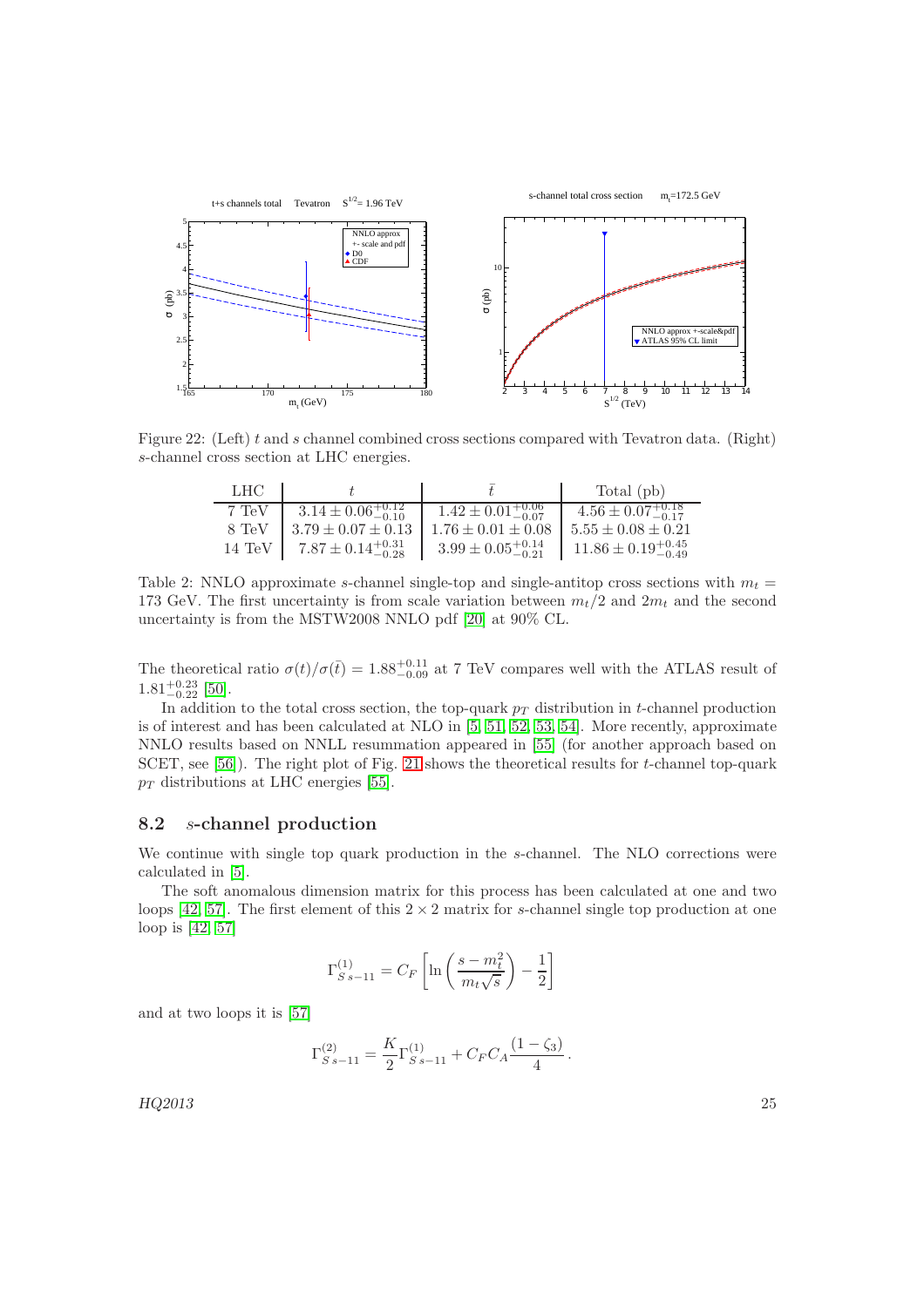Figure 22: (Left) $t$ and $s$ channel combined cross sections compared with Tevatron data. (Right) $s$-channel cross section at LHC energies.

| LHC | $t$ | $\bar{t}$ | Total (pb) |
|---|---|---|---|
| 7 TeV | $3.14 \pm 0.06^{+0.12}_{-0.10}$ | $1.42 \pm 0.01^{+0.06}_{-0.07}$ | $4.56 \pm 0.07^{+0.18}_{-0.17}$ |
| 8 TeV | $3.79 \pm 0.07 \pm 0.13$ | $1.76 \pm 0.01 \pm 0.08$ | $5.55 \pm 0.08 \pm 0.21$ |
| 14 TeV | $7.87 \pm 0.14^{+0.31}_{-0.28}$ | $3.99 \pm 0.05^{+0.14}_{-0.21}$ | $11.86 \pm 0.19^{+0.45}_{-0.49}$ |

Table 2: NNLO approximate $s$-channel single-top and single-antitop cross sections with $m_t = 173$ GeV. The first uncertainty is from scale variation between $m_t/2$ and $2m_t$ and the second uncertainty is from the MSTW2008 NNLO pdf [20] at 90% CL.

The theoretical ratio $\sigma(t)/\sigma(\bar{t}) = 1.88^{+0.11}_{-0.09}$ at 7 TeV compares well with the ATLAS result of $1.81^{+0.23}_{-0.22}$ [50].

In addition to the total cross section, the top-quark $p_T$ distribution in $t$-channel production is of interest and has been calculated at NLO in [5, 51, 52, 53, 54]. More recently, approximate NNLO results based on NNLL resummation appeared in [55] (for another approach based on SCET, see [56]). The right plot of Fig. 21 shows the theoretical results for $t$-channel top-quark $p_T$ distributions at LHC energies [55].

## 8.2 $s$-channel production

We continue with single top quark production in the $s$-channel. The NLO corrections were calculated in [5].

The soft anomalous dimension matrix for this process has been calculated at one and two loops [42, 57]. The first element of this $2 \times 2$ matrix for $s$-channel single top production at one loop is [42, 57]

$$\Gamma_{S\,s-11}^{(1)} = C_F \left[ \ln\left(\frac{s - m_t^2}{m_t\sqrt{s}}\right) - \frac{1}{2} \right]$$

and at two loops it is [57]

$$\Gamma_{S\,s-11}^{(2)} = \frac{K}{2}\Gamma_{S\,s-11}^{(1)} + C_F C_A \frac{(1-\zeta_3)}{4}.$$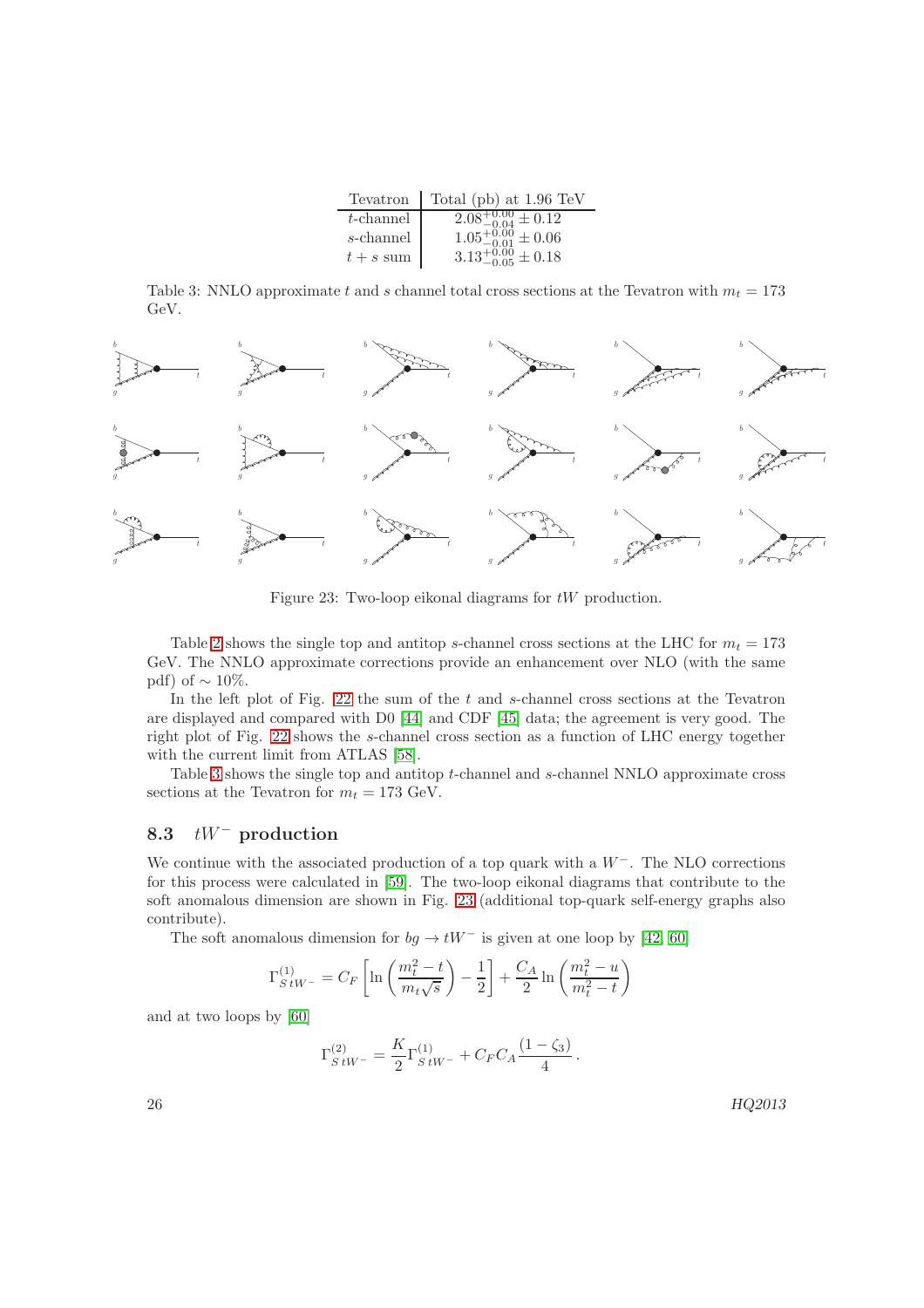| Tevatron | Total (pb) at 1.96 TeV |
|---|---|
| $t$-channel | $2.08^{+0.00}_{-0.04} \pm 0.12$ |
| $s$-channel | $1.05^{+0.00}_{-0.01} \pm 0.06$ |
| $t+s$ sum | $3.13^{+0.00}_{-0.05} \pm 0.18$ |

Table 3: NNLO approximate $t$ and $s$ channel total cross sections at the Tevatron with $m_t = 173$ GeV.

Figure 23: Two-loop eikonal diagrams for $tW$ production.

Table 2 shows the single top and antitop $s$-channel cross sections at the LHC for $m_t = 173$ GeV. The NNLO approximate corrections provide an enhancement over NLO (with the same pdf) of $\sim 10\%$.

In the left plot of Fig. 22 the sum of the $t$ and $s$-channel cross sections at the Tevatron are displayed and compared with D0 [44] and CDF [45] data; the agreement is very good. The right plot of Fig. 22 shows the $s$-channel cross section as a function of LHC energy together with the current limit from ATLAS [58].

Table 3 shows the single top and antitop $t$-channel and $s$-channel NNLO approximate cross sections at the Tevatron for $m_t = 173$ GeV.

### 8.3 $tW^-$ production

We continue with the associated production of a top quark with a $W^-$. The NLO corrections for this process were calculated in [59]. The two-loop eikonal diagrams that contribute to the soft anomalous dimension are shown in Fig. 23 (additional top-quark self-energy graphs also contribute).

The soft anomalous dimension for $bg \to tW^-$ is given at one loop by [42, 60]

$$\Gamma_{S\,tW^-}^{(1)} = C_F \left[ \ln\left(\frac{m_t^2 - t}{m_t \sqrt{s}}\right) - \frac{1}{2} \right] + \frac{C_A}{2} \ln\left(\frac{m_t^2 - u}{m_t^2 - t}\right)$$

and at two loops by [60]

$$\Gamma_{S\,tW^-}^{(2)} = \frac{K}{2} \Gamma_{S\,tW^-}^{(1)} + C_F C_A \frac{(1 - \zeta_3)}{4}\,.$$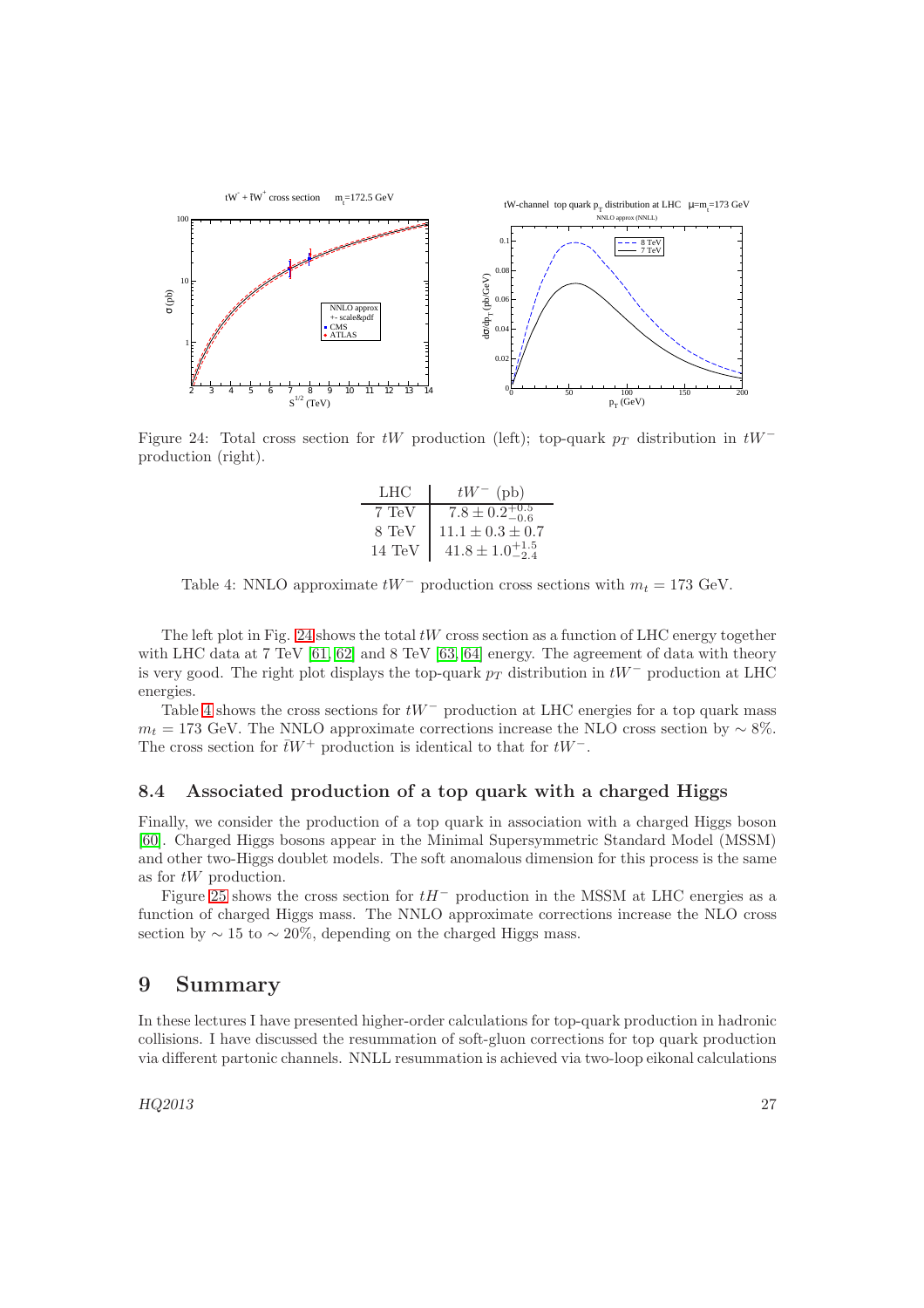Figure 24: Total cross section for $tW$ production (left); top-quark $p_T$ distribution in $tW^-$ production (right).

| LHC | $tW^-$ (pb) |
| --- | --- |
| 7 TeV | $7.8 \pm 0.2^{+0.5}_{-0.6}$ |
| 8 TeV | $11.1 \pm 0.3 \pm 0.7$ |
| 14 TeV | $41.8 \pm 1.0^{+1.5}_{-2.4}$ |

Table 4: NNLO approximate $tW^-$ production cross sections with $m_t = 173$ GeV.

The left plot in Fig. 24 shows the total $tW$ cross section as a function of LHC energy together with LHC data at 7 TeV [61, 62] and 8 TeV [63, 64] energy. The agreement of data with theory is very good. The right plot displays the top-quark $p_T$ distribution in $tW^-$ production at LHC energies.

Table 4 shows the cross sections for $tW^-$ production at LHC energies for a top quark mass $m_t = 173$ GeV. The NNLO approximate corrections increase the NLO cross section by $\sim 8\%$. The cross section for $\bar{t}W^+$ production is identical to that for $tW^-$.

### 8.4 Associated production of a top quark with a charged Higgs

Finally, we consider the production of a top quark in association with a charged Higgs boson [60]. Charged Higgs bosons appear in the Minimal Supersymmetric Standard Model (MSSM) and other two-Higgs doublet models. The soft anomalous dimension for this process is the same as for $tW$ production.

Figure 25 shows the cross section for $tH^-$ production in the MSSM at LHC energies as a function of charged Higgs mass. The NNLO approximate corrections increase the NLO cross section by $\sim 15$ to $\sim 20\%$, depending on the charged Higgs mass.

## 9 Summary

In these lectures I have presented higher-order calculations for top-quark production in hadronic collisions. I have discussed the resummation of soft-gluon corrections for top quark production via different partonic channels. NNLL resummation is achieved via two-loop eikonal calculations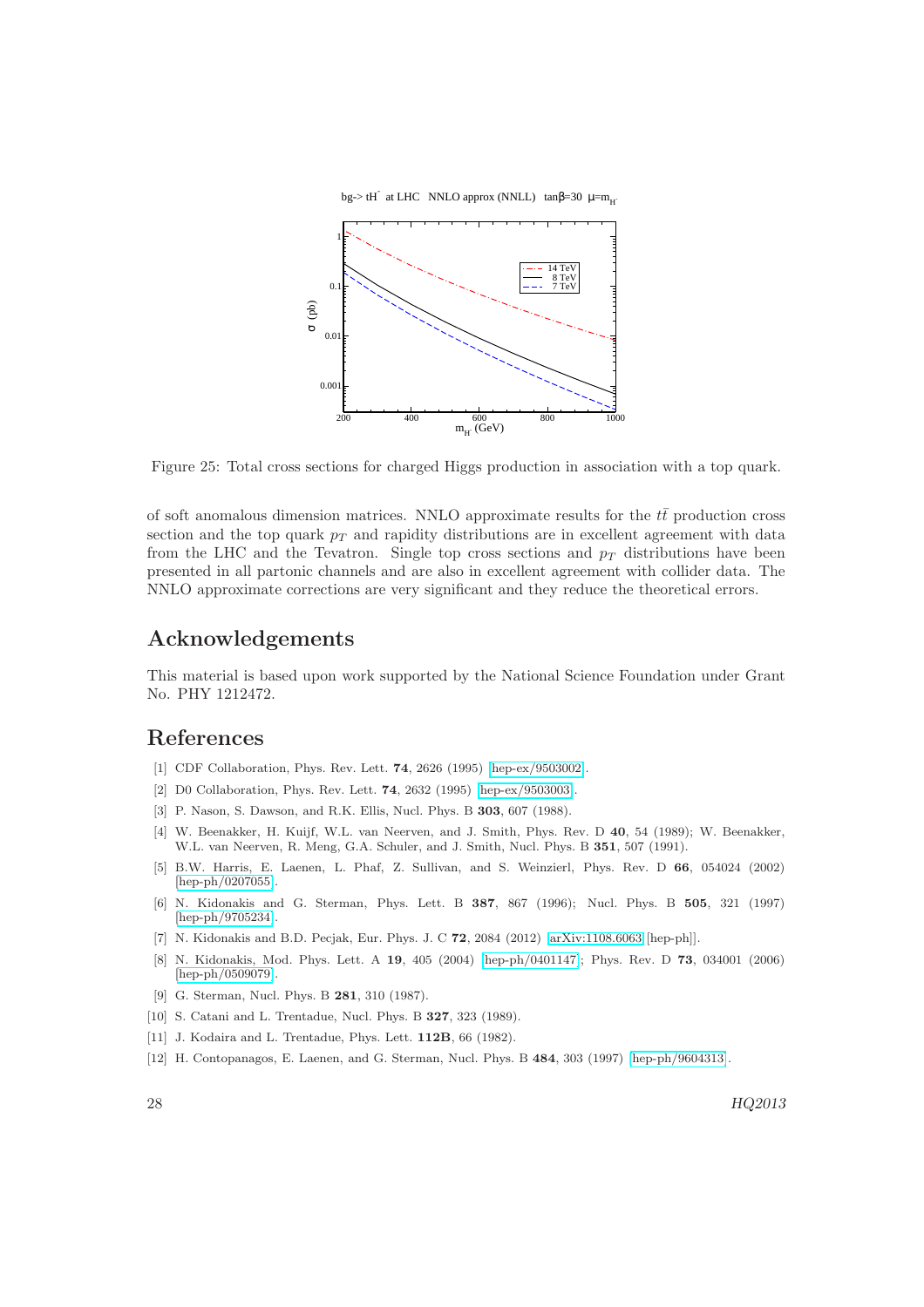Figure 25: Total cross sections for charged Higgs production in association with a top quark.

of soft anomalous dimension matrices. NNLO approximate results for the $t\bar{t}$ production cross section and the top quark $p_T$ and rapidity distributions are in excellent agreement with data from the LHC and the Tevatron. Single top cross sections and $p_T$ distributions have been presented in all partonic channels and are also in excellent agreement with collider data. The NNLO approximate corrections are very significant and they reduce the theoretical errors.

## Acknowledgements

This material is based upon work supported by the National Science Foundation under Grant No. PHY 1212472.

## References

[1] CDF Collaboration, Phys. Rev. Lett. **74**, 2626 (1995) [hep-ex/9503002].

[2] D0 Collaboration, Phys. Rev. Lett. **74**, 2632 (1995) [hep-ex/9503003].

[3] P. Nason, S. Dawson, and R.K. Ellis, Nucl. Phys. B **303**, 607 (1988).

[4] W. Beenakker, H. Kuijf, W.L. van Neerven, and J. Smith, Phys. Rev. D **40**, 54 (1989); W. Beenakker, W.L. van Neerven, R. Meng, G.A. Schuler, and J. Smith, Nucl. Phys. B **351**, 507 (1991).

[5] B.W. Harris, E. Laenen, L. Phaf, Z. Sullivan, and S. Weinzierl, Phys. Rev. D **66**, 054024 (2002) [hep-ph/0207055].

[6] N. Kidonakis and G. Sterman, Phys. Lett. B **387**, 867 (1996); Nucl. Phys. B **505**, 321 (1997) [hep-ph/9705234].

[7] N. Kidonakis and B.D. Pecjak, Eur. Phys. J. C **72**, 2084 (2012) [arXiv:1108.6063 [hep-ph]].

[8] N. Kidonakis, Mod. Phys. Lett. A **19**, 405 (2004) [hep-ph/0401147]; Phys. Rev. D **73**, 034001 (2006) [hep-ph/0509079].

[9] G. Sterman, Nucl. Phys. B **281**, 310 (1987).

[10] S. Catani and L. Trentadue, Nucl. Phys. B **327**, 323 (1989).

[11] J. Kodaira and L. Trentadue, Phys. Lett. **112B**, 66 (1982).

[12] H. Contopanagos, E. Laenen, and G. Sterman, Nucl. Phys. B **484**, 303 (1997) [hep-ph/9604313].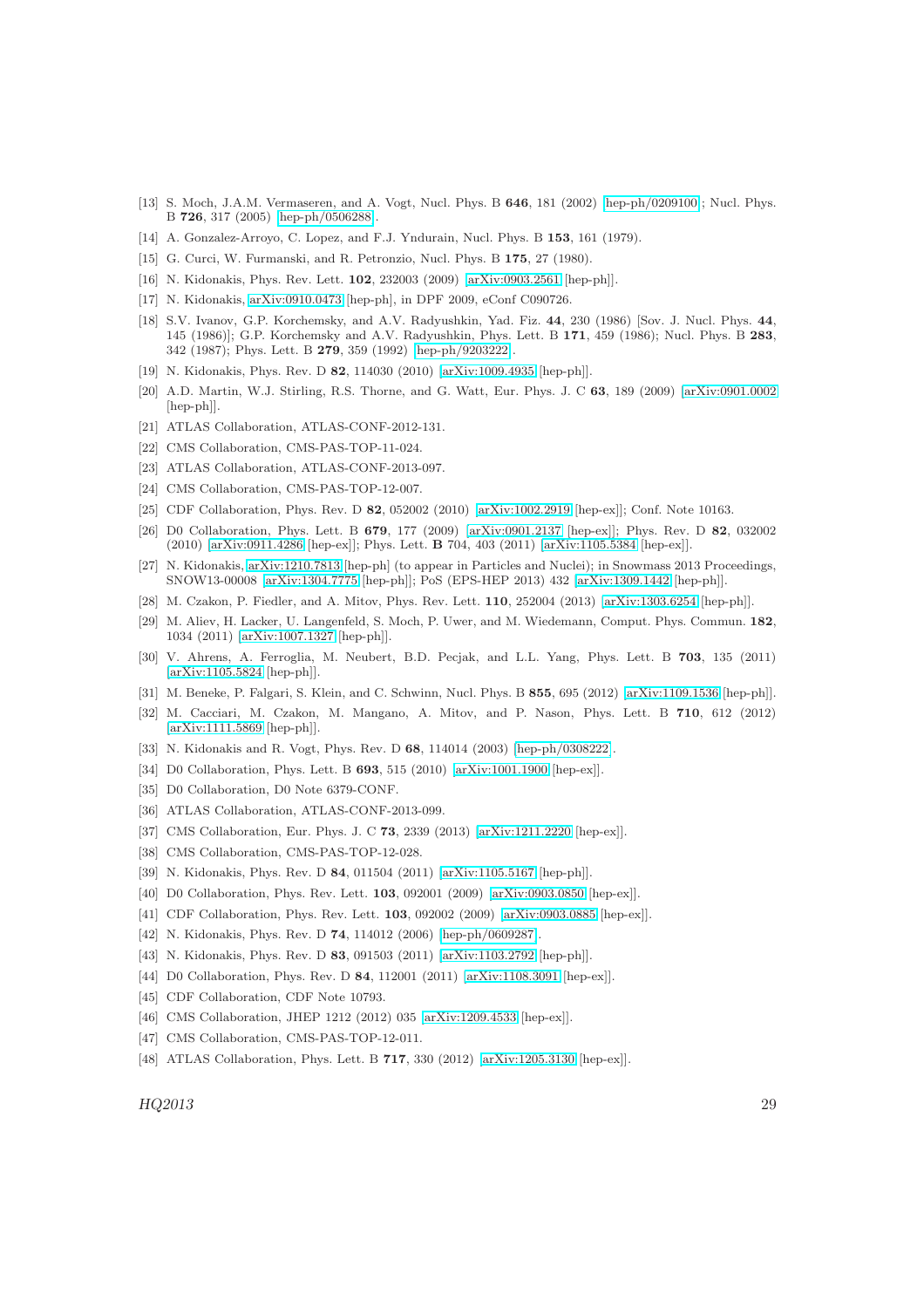[13] S. Moch, J.A.M. Vermaseren, and A. Vogt, Nucl. Phys. B **646**, 181 (2002) [hep-ph/0209100]; Nucl. Phys. B **726**, 317 (2005) [hep-ph/0506288].

[14] A. Gonzalez-Arroyo, C. Lopez, and F.J. Yndurain, Nucl. Phys. B **153**, 161 (1979).

[15] G. Curci, W. Furmanski, and R. Petronzio, Nucl. Phys. B **175**, 27 (1980).

[16] N. Kidonakis, Phys. Rev. Lett. **102**, 232003 (2009) [arXiv:0903.2561 [hep-ph]].

[17] N. Kidonakis, arXiv:0910.0473 [hep-ph], in DPF 2009, eConf C090726.

[18] S.V. Ivanov, G.P. Korchemsky, and A.V. Radyushkin, Yad. Fiz. **44**, 230 (1986) [Sov. J. Nucl. Phys. **44**, 145 (1986)]; G.P. Korchemsky and A.V. Radyushkin, Phys. Lett. B **171**, 459 (1986); Nucl. Phys. B **283**, 342 (1987); Phys. Lett. B **279**, 359 (1992) [hep-ph/9203222].

[19] N. Kidonakis, Phys. Rev. D **82**, 114030 (2010) [arXiv:1009.4935 [hep-ph]].

[20] A.D. Martin, W.J. Stirling, R.S. Thorne, and G. Watt, Eur. Phys. J. C **63**, 189 (2009) [arXiv:0901.0002 [hep-ph]].

[21] ATLAS Collaboration, ATLAS-CONF-2012-131.

[22] CMS Collaboration, CMS-PAS-TOP-11-024.

[23] ATLAS Collaboration, ATLAS-CONF-2013-097.

[24] CMS Collaboration, CMS-PAS-TOP-12-007.

[25] CDF Collaboration, Phys. Rev. D **82**, 052002 (2010) [arXiv:1002.2919 [hep-ex]]; Conf. Note 10163.

[26] D0 Collaboration, Phys. Lett. B **679**, 177 (2009) [arXiv:0901.2137 [hep-ex]]; Phys. Rev. D **82**, 032002 (2010) [arXiv:0911.4286 [hep-ex]]; Phys. Lett. **B** 704, 403 (2011) [arXiv:1105.5384 [hep-ex]].

[27] N. Kidonakis, arXiv:1210.7813 [hep-ph] (to appear in Particles and Nuclei); in Snowmass 2013 Proceedings, SNOW13-00008 [arXiv:1304.7775 [hep-ph]]; PoS (EPS-HEP 2013) 432 [arXiv:1309.1442 [hep-ph]].

[28] M. Czakon, P. Fiedler, and A. Mitov, Phys. Rev. Lett. **110**, 252004 (2013) [arXiv:1303.6254 [hep-ph]].

[29] M. Aliev, H. Lacker, U. Langenfeld, S. Moch, P. Uwer, and M. Wiedemann, Comput. Phys. Commun. **182**, 1034 (2011) [arXiv:1007.1327 [hep-ph]].

[30] V. Ahrens, A. Ferroglia, M. Neubert, B.D. Pecjak, and L.L. Yang, Phys. Lett. B **703**, 135 (2011) [arXiv:1105.5824 [hep-ph]].

[31] M. Beneke, P. Falgari, S. Klein, and C. Schwinn, Nucl. Phys. B **855**, 695 (2012) [arXiv:1109.1536 [hep-ph]].

[32] M. Cacciari, M. Czakon, M. Mangano, A. Mitov, and P. Nason, Phys. Lett. B **710**, 612 (2012) [arXiv:1111.5869 [hep-ph]].

[33] N. Kidonakis and R. Vogt, Phys. Rev. D **68**, 114014 (2003) [hep-ph/0308222].

[34] D0 Collaboration, Phys. Lett. B **693**, 515 (2010) [arXiv:1001.1900 [hep-ex]].

[35] D0 Collaboration, D0 Note 6379-CONF.

[36] ATLAS Collaboration, ATLAS-CONF-2013-099.

[37] CMS Collaboration, Eur. Phys. J. C **73**, 2339 (2013) [arXiv:1211.2220 [hep-ex]].

[38] CMS Collaboration, CMS-PAS-TOP-12-028.

[39] N. Kidonakis, Phys. Rev. D **84**, 011504 (2011) [arXiv:1105.5167 [hep-ph]].

[40] D0 Collaboration, Phys. Rev. Lett. **103**, 092001 (2009) [arXiv:0903.0850 [hep-ex]].

[41] CDF Collaboration, Phys. Rev. Lett. **103**, 092002 (2009) [arXiv:0903.0885 [hep-ex]].

[42] N. Kidonakis, Phys. Rev. D **74**, 114012 (2006) [hep-ph/0609287].

[43] N. Kidonakis, Phys. Rev. D **83**, 091503 (2011) [arXiv:1103.2792 [hep-ph]].

[44] D0 Collaboration, Phys. Rev. D **84**, 112001 (2011) [arXiv:1108.3091 [hep-ex]].

[45] CDF Collaboration, CDF Note 10793.

[46] CMS Collaboration, JHEP 1212 (2012) 035 [arXiv:1209.4533 [hep-ex]].

[47] CMS Collaboration, CMS-PAS-TOP-12-011.

[48] ATLAS Collaboration, Phys. Lett. B **717**, 330 (2012) [arXiv:1205.3130 [hep-ex]].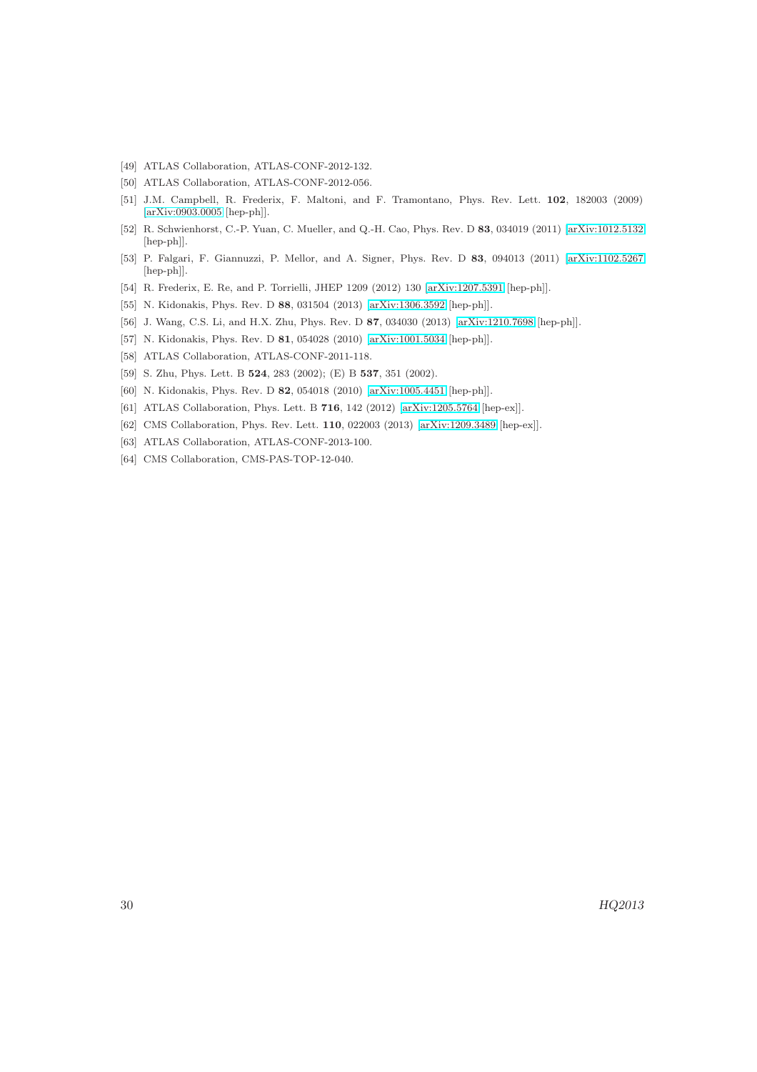[49] ATLAS Collaboration, ATLAS-CONF-2012-132.

[50] ATLAS Collaboration, ATLAS-CONF-2012-056.

[51] J.M. Campbell, R. Frederix, F. Maltoni, and F. Tramontano, Phys. Rev. Lett. **102**, 182003 (2009) [arXiv:0903.0005 [hep-ph]].

[52] R. Schwienhorst, C.-P. Yuan, C. Mueller, and Q.-H. Cao, Phys. Rev. D **83**, 034019 (2011) [arXiv:1012.5132 [hep-ph]].

[53] P. Falgari, F. Giannuzzi, P. Mellor, and A. Signer, Phys. Rev. D **83**, 094013 (2011) [arXiv:1102.5267 [hep-ph]].

[54] R. Frederix, E. Re, and P. Torrielli, JHEP 1209 (2012) 130 [arXiv:1207.5391 [hep-ph]].

[55] N. Kidonakis, Phys. Rev. D **88**, 031504 (2013) [arXiv:1306.3592 [hep-ph]].

[56] J. Wang, C.S. Li, and H.X. Zhu, Phys. Rev. D **87**, 034030 (2013) [arXiv:1210.7698 [hep-ph]].

[57] N. Kidonakis, Phys. Rev. D **81**, 054028 (2010) [arXiv:1001.5034 [hep-ph]].

[58] ATLAS Collaboration, ATLAS-CONF-2011-118.

[59] S. Zhu, Phys. Lett. B **524**, 283 (2002); (E) B **537**, 351 (2002).

[60] N. Kidonakis, Phys. Rev. D **82**, 054018 (2010) [arXiv:1005.4451 [hep-ph]].

[61] ATLAS Collaboration, Phys. Lett. B **716**, 142 (2012) [arXiv:1205.5764 [hep-ex]].

[62] CMS Collaboration, Phys. Rev. Lett. **110**, 022003 (2013) [arXiv:1209.3489 [hep-ex]].

[63] ATLAS Collaboration, ATLAS-CONF-2013-100.

[64] CMS Collaboration, CMS-PAS-TOP-12-040.